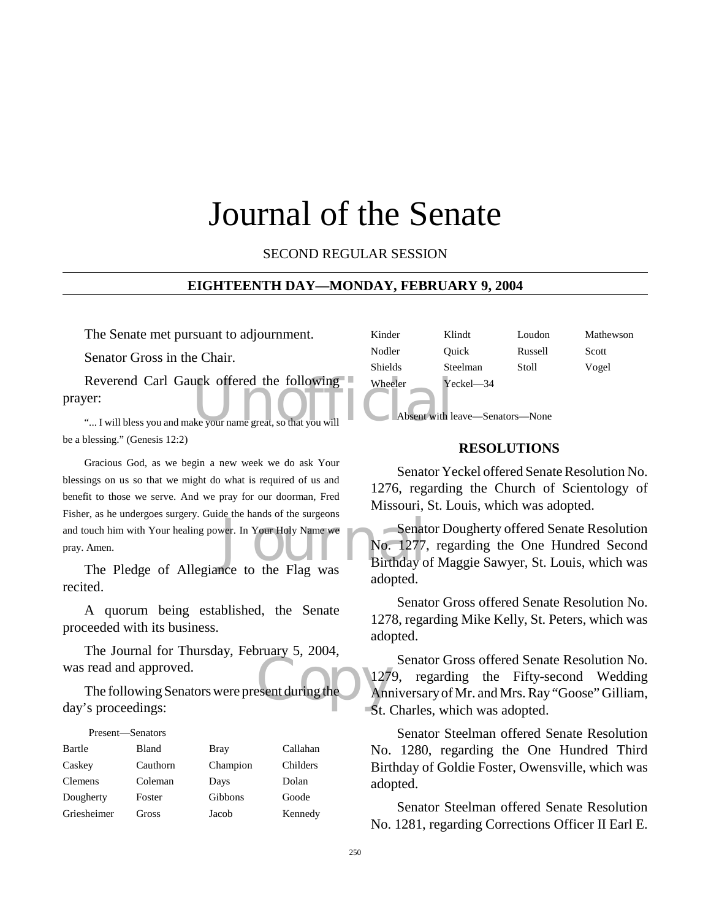# Journal of the Senate

SECOND REGULAR SESSION

**EIGHTEENTH DAY—MONDAY, FEBRUARY 9, 2004**

The Senate met pursuant to adjournment.

Senator Gross in the Chair.

Reverend Carl Gauck offered the following prayer:

"... I will bless you and make your name great, so that you will be a blessing." (Genesis 12:2)

Gracious God, as we begin a new week we do ask Your blessings on us so that we might do what is required of us and benefit to those we serve. And we pray for our doorman, Fred Fisher, as he undergoes surgery. Guide the hands of the surgeons and touch him with Your healing power. In Your Holy Name we pray. Amen.

The Pledge of Allegiance to the Flag was recited.

A quorum being established, the Senate proceeded with its business.

The Journal for Thursday, February 5, 2004, was read and approved.

The following Senators were present during the day's proceedings:

Present—Senators

| | | | |
|---|---|---|---|
| Bartle | Bland | Bray | Callahan |
| Caskey | Cauthorn | Champion | Childers |
| Clemens | Coleman | Days | Dolan |
| Dougherty | Foster | Gibbons | Goode |
| Griesheimer | Gross | Jacob | Kennedy |
| Kinder | Klindt | Loudon | Mathewson |
| Nodler | Quick | Russell | Scott |
| Shields | Steelman | Stoll | Vogel |
| Wheeler | Yeckel—34 | | |

Absent with leave—Senators—None

## RESOLUTIONS

Senator Yeckel offered Senate Resolution No. 1276, regarding the Church of Scientology of Missouri, St. Louis, which was adopted.

Senator Dougherty offered Senate Resolution No. 1277, regarding the One Hundred Second Birthday of Maggie Sawyer, St. Louis, which was adopted.

Senator Gross offered Senate Resolution No. 1278, regarding Mike Kelly, St. Peters, which was adopted.

Senator Gross offered Senate Resolution No. 1279, regarding the Fifty-second Wedding Anniversary of Mr. and Mrs. Ray "Goose" Gilliam, St. Charles, which was adopted.

Senator Steelman offered Senate Resolution No. 1280, regarding the One Hundred Third Birthday of Goldie Foster, Owensville, which was adopted.

Senator Steelman offered Senate Resolution No. 1281, regarding Corrections Officer II Earl E.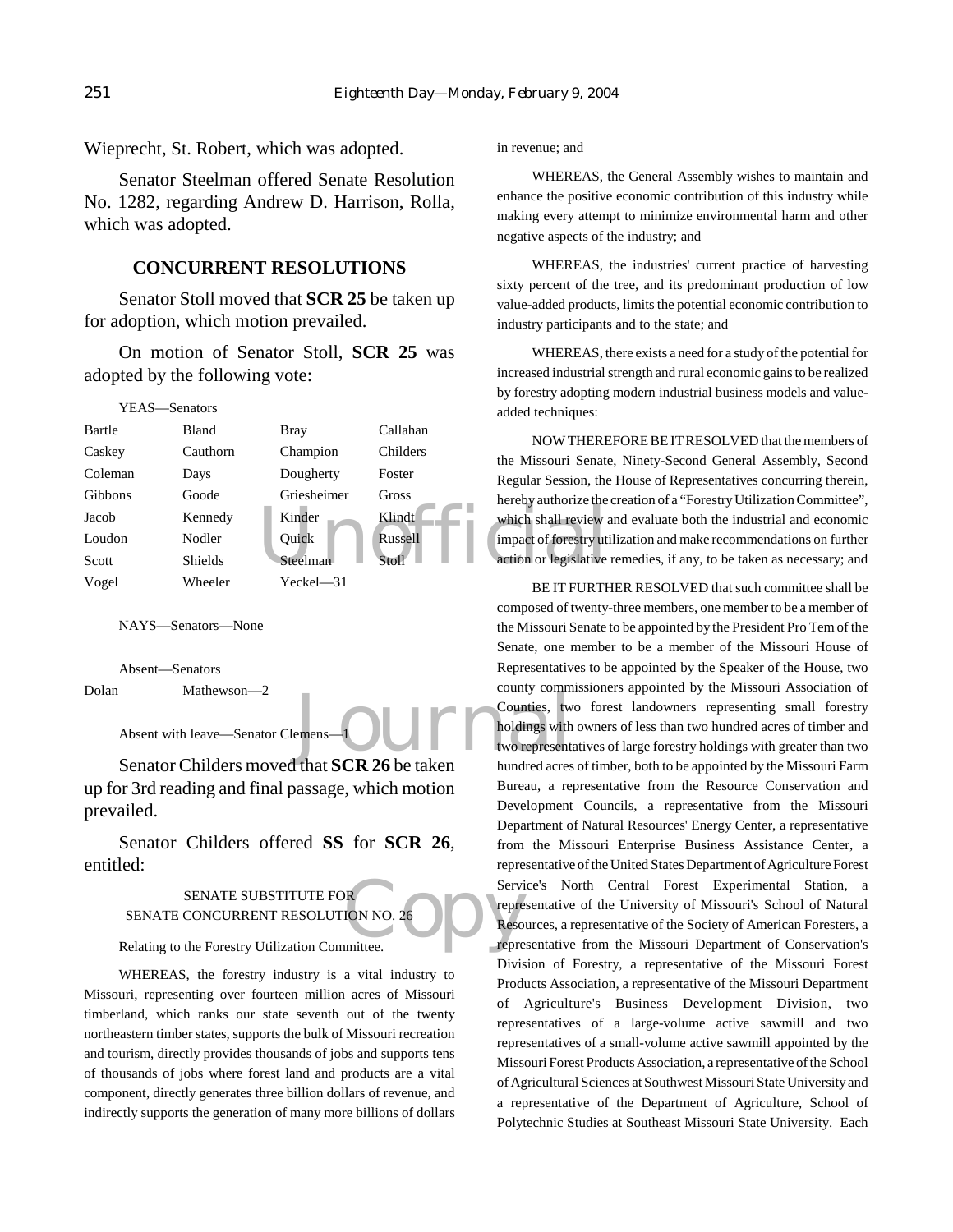Wieprecht, St. Robert, which was adopted.

Senator Steelman offered Senate Resolution No. 1282, regarding Andrew D. Harrison, Rolla, which was adopted.

## CONCURRENT RESOLUTIONS

Senator Stoll moved that **SCR 25** be taken up for adoption, which motion prevailed.

On motion of Senator Stoll, **SCR 25** was adopted by the following vote:

YEAS—Senators

| | | | |
|---|---|---|---|
| Bartle | Bland | Bray | Callahan |
| Caskey | Cauthorn | Champion | Childers |
| Coleman | Days | Dougherty | Foster |
| Gibbons | Goode | Griesheimer | Gross |
| Jacob | Kennedy | Kinder | Klindt |
| Loudon | Nodler | Quick | Russell |
| Scott | Shields | Steelman | Stoll |
| Vogel | Wheeler | Yeckel—31 | |

NAYS—Senators—None

Absent—Senators

| | |
|---|---|
| Dolan | Mathewson—2 |

Absent with leave—Senator Clemens—1

Senator Childers moved that **SCR 26** be taken up for 3rd reading and final passage, which motion prevailed.

Senator Childers offered **SS** for **SCR 26**, entitled:

SENATE SUBSTITUTE FOR
SENATE CONCURRENT RESOLUTION NO. 26

Relating to the Forestry Utilization Committee.

WHEREAS, the forestry industry is a vital industry to Missouri, representing over fourteen million acres of Missouri timberland, which ranks our state seventh out of the twenty northeastern timber states, supports the bulk of Missouri recreation and tourism, directly provides thousands of jobs and supports tens of thousands of jobs where forest land and products are a vital component, directly generates three billion dollars of revenue, and indirectly supports the generation of many more billions of dollars in revenue; and

WHEREAS, the General Assembly wishes to maintain and enhance the positive economic contribution of this industry while making every attempt to minimize environmental harm and other negative aspects of the industry; and

WHEREAS, the industries' current practice of harvesting sixty percent of the tree, and its predominant production of low value-added products, limits the potential economic contribution to industry participants and to the state; and

WHEREAS, there exists a need for a study of the potential for increased industrial strength and rural economic gains to be realized by forestry adopting modern industrial business models and value-added techniques:

NOW THEREFORE BE IT RESOLVED that the members of the Missouri Senate, Ninety-Second General Assembly, Second Regular Session, the House of Representatives concurring therein, hereby authorize the creation of a "Forestry Utilization Committee", which shall review and evaluate both the industrial and economic impact of forestry utilization and make recommendations on further action or legislative remedies, if any, to be taken as necessary; and

BE IT FURTHER RESOLVED that such committee shall be composed of twenty-three members, one member to be a member of the Missouri Senate to be appointed by the President Pro Tem of the Senate, one member to be a member of the Missouri House of Representatives to be appointed by the Speaker of the House, two county commissioners appointed by the Missouri Association of Counties, two forest landowners representing small forestry holdings with owners of less than two hundred acres of timber and two representatives of large forestry holdings with greater than two hundred acres of timber, both to be appointed by the Missouri Farm Bureau, a representative from the Resource Conservation and Development Councils, a representative from the Missouri Department of Natural Resources' Energy Center, a representative from the Missouri Enterprise Business Assistance Center, a representative of the United States Department of Agriculture Forest Service's North Central Forest Experimental Station, a representative of the University of Missouri's School of Natural Resources, a representative of the Society of American Foresters, a representative from the Missouri Department of Conservation's Division of Forestry, a representative of the Missouri Forest Products Association, a representative of the Missouri Department of Agriculture's Business Development Division, two representatives of a large-volume active sawmill and two representatives of a small-volume active sawmill appointed by the Missouri Forest Products Association, a representative of the School of Agricultural Sciences at Southwest Missouri State University and a representative of the Department of Agriculture, School of Polytechnic Studies at Southeast Missouri State University. Each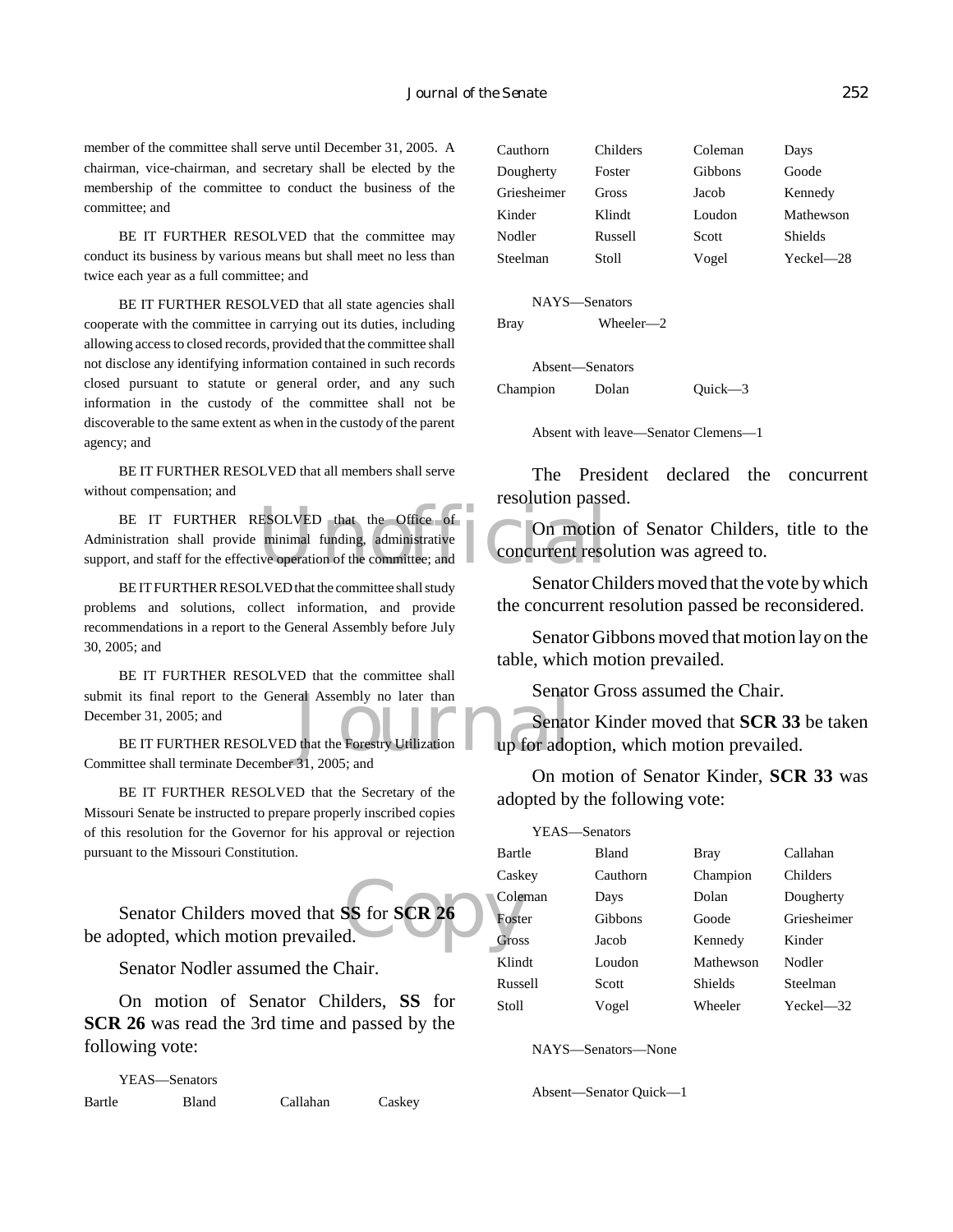member of the committee shall serve until December 31, 2005. A chairman, vice-chairman, and secretary shall be elected by the membership of the committee to conduct the business of the committee; and

BE IT FURTHER RESOLVED that the committee may conduct its business by various means but shall meet no less than twice each year as a full committee; and

BE IT FURTHER RESOLVED that all state agencies shall cooperate with the committee in carrying out its duties, including allowing access to closed records, provided that the committee shall not disclose any identifying information contained in such records closed pursuant to statute or general order, and any such information in the custody of the committee shall not be discoverable to the same extent as when in the custody of the parent agency; and

BE IT FURTHER RESOLVED that all members shall serve without compensation; and

BE IT FURTHER RESOLVED that the Office of Administration shall provide minimal funding, administrative support, and staff for the effective operation of the committee; and

BE IT FURTHER RESOLVED that the committee shall study problems and solutions, collect information, and provide recommendations in a report to the General Assembly before July 30, 2005; and

BE IT FURTHER RESOLVED that the committee shall submit its final report to the General Assembly no later than December 31, 2005; and

BE IT FURTHER RESOLVED that the Forestry Utilization Committee shall terminate December 31, 2005; and

BE IT FURTHER RESOLVED that the Secretary of the Missouri Senate be instructed to prepare properly inscribed copies of this resolution for the Governor for his approval or rejection pursuant to the Missouri Constitution.

Senator Childers moved that **SS** for **SCR 26** be adopted, which motion prevailed.

Senator Nodler assumed the Chair.

On motion of Senator Childers, **SS** for **SCR 26** was read the 3rd time and passed by the following vote:

YEAS—Senators

| | | | |
|---|---|---|---|
| Bartle | Bland | Callahan | Caskey |
| Cauthorn | Childers | Coleman | Days |
| Dougherty | Foster | Gibbons | Goode |
| Griesheimer | Gross | Jacob | Kennedy |
| Kinder | Klindt | Loudon | Mathewson |
| Nodler | Russell | Scott | Shields |
| Steelman | Stoll | Vogel | Yeckel—28 |

NAYS—Senators

| | |
|---|---|
| Bray | Wheeler—2 |

Absent—Senators

| | | |
|---|---|---|
| Champion | Dolan | Quick—3 |

Absent with leave—Senator Clemens—1

The President declared the concurrent resolution passed.

On motion of Senator Childers, title to the concurrent resolution was agreed to.

Senator Childers moved that the vote by which the concurrent resolution passed be reconsidered.

Senator Gibbons moved that motion lay on the table, which motion prevailed.

Senator Gross assumed the Chair.

Senator Kinder moved that **SCR 33** be taken up for adoption, which motion prevailed.

On motion of Senator Kinder, **SCR 33** was adopted by the following vote:

YEAS—Senators

| | | | |
|---|---|---|---|
| Bartle | Bland | Bray | Callahan |
| Caskey | Cauthorn | Champion | Childers |
| Coleman | Days | Dolan | Dougherty |
| Foster | Gibbons | Goode | Griesheimer |
| Gross | Jacob | Kennedy | Kinder |
| Klindt | Loudon | Mathewson | Nodler |
| Russell | Scott | Shields | Steelman |
| Stoll | Vogel | Wheeler | Yeckel—32 |

NAYS—Senators—None

Absent—Senator Quick—1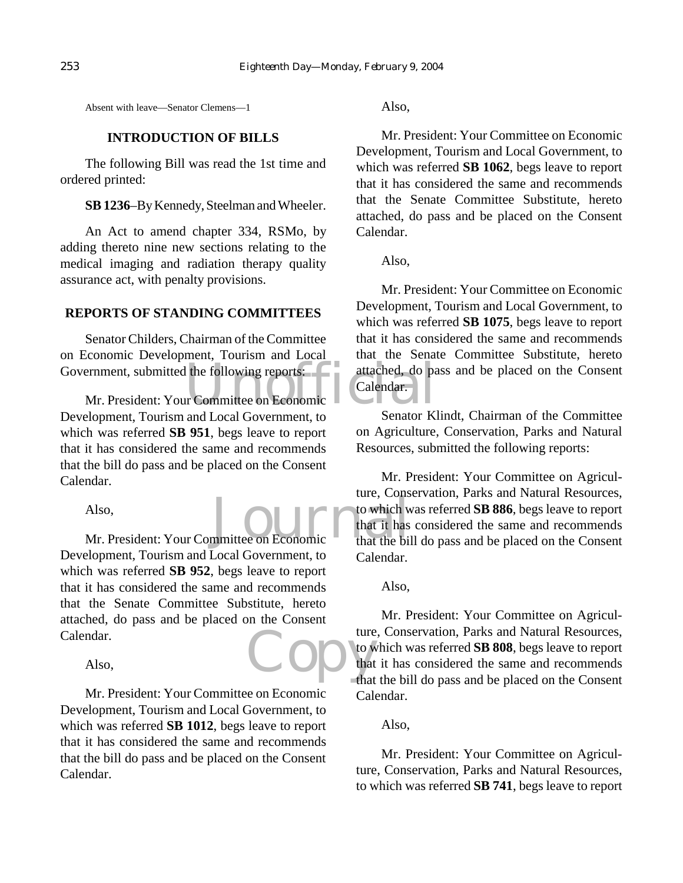Absent with leave—Senator Clemens—1

**INTRODUCTION OF BILLS**

The following Bill was read the 1st time and ordered printed:

**SB 1236**–By Kennedy, Steelman and Wheeler.

An Act to amend chapter 334, RSMo, by adding thereto nine new sections relating to the medical imaging and radiation therapy quality assurance act, with penalty provisions.

**REPORTS OF STANDING COMMITTEES**

Senator Childers, Chairman of the Committee on Economic Development, Tourism and Local Government, submitted the following reports:

Mr. President: Your Committee on Economic Development, Tourism and Local Government, to which was referred **SB 951**, begs leave to report that it has considered the same and recommends that the bill do pass and be placed on the Consent Calendar.

Also,

Mr. President: Your Committee on Economic Development, Tourism and Local Government, to which was referred **SB 952**, begs leave to report that it has considered the same and recommends that the Senate Committee Substitute, hereto attached, do pass and be placed on the Consent Calendar.

Also,

Mr. President: Your Committee on Economic Development, Tourism and Local Government, to which was referred **SB 1012**, begs leave to report that it has considered the same and recommends that the bill do pass and be placed on the Consent Calendar.

Also,

Mr. President: Your Committee on Economic Development, Tourism and Local Government, to which was referred **SB 1062**, begs leave to report that it has considered the same and recommends that the Senate Committee Substitute, hereto attached, do pass and be placed on the Consent Calendar.

Also,

Mr. President: Your Committee on Economic Development, Tourism and Local Government, to which was referred **SB 1075**, begs leave to report that it has considered the same and recommends that the Senate Committee Substitute, hereto attached, do pass and be placed on the Consent Calendar.

Senator Klindt, Chairman of the Committee on Agriculture, Conservation, Parks and Natural Resources, submitted the following reports:

Mr. President: Your Committee on Agriculture, Conservation, Parks and Natural Resources, to which was referred **SB 886**, begs leave to report that it has considered the same and recommends that the bill do pass and be placed on the Consent Calendar.

Also,

Mr. President: Your Committee on Agriculture, Conservation, Parks and Natural Resources, to which was referred **SB 808**, begs leave to report that it has considered the same and recommends that the bill do pass and be placed on the Consent Calendar.

Also,

Mr. President: Your Committee on Agriculture, Conservation, Parks and Natural Resources, to which was referred **SB 741**, begs leave to report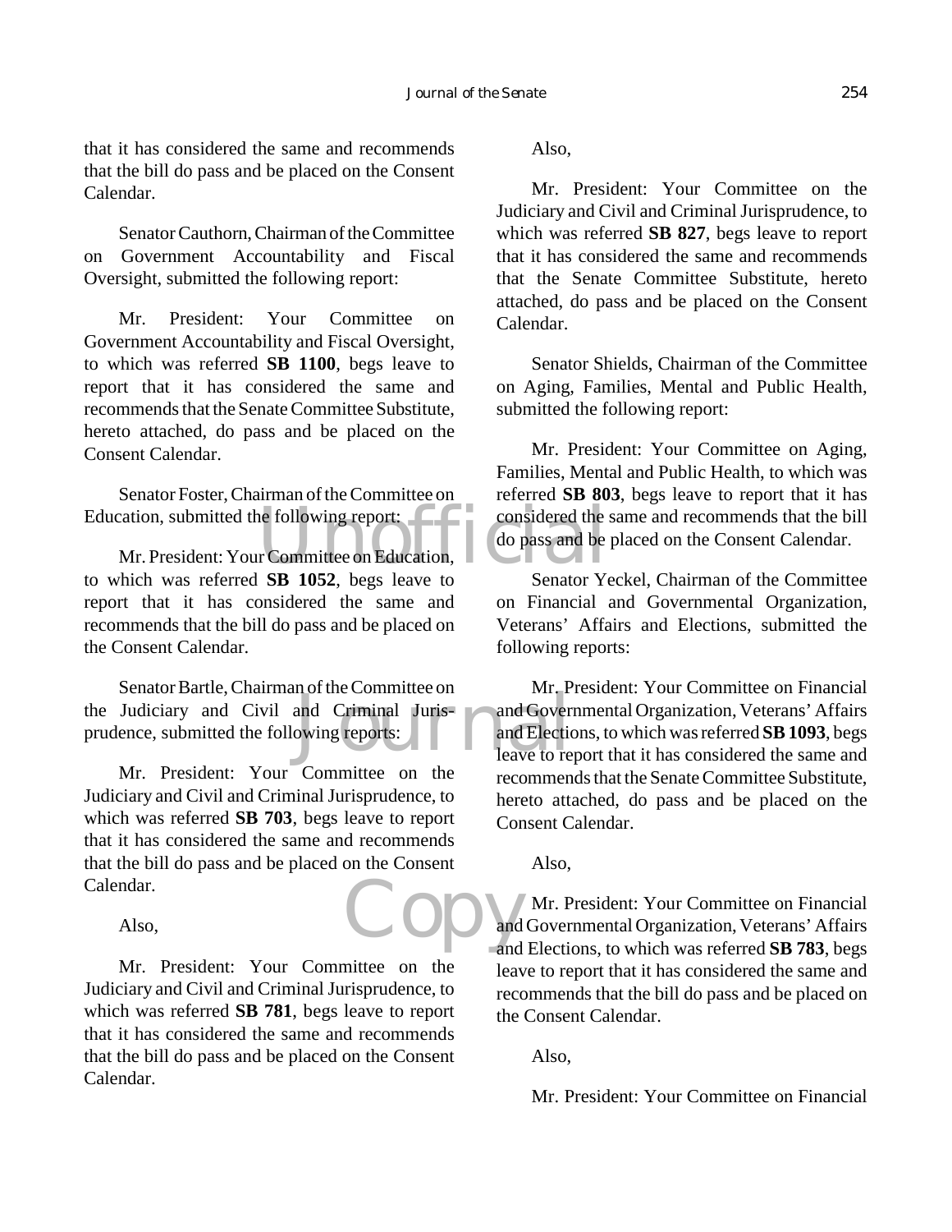that it has considered the same and recommends that the bill do pass and be placed on the Consent Calendar.

Senator Cauthorn, Chairman of the Committee on Government Accountability and Fiscal Oversight, submitted the following report:

Mr. President: Your Committee on Government Accountability and Fiscal Oversight, to which was referred **SB 1100**, begs leave to report that it has considered the same and recommends that the Senate Committee Substitute, hereto attached, do pass and be placed on the Consent Calendar.

Senator Foster, Chairman of the Committee on Education, submitted the following report:

Mr. President: Your Committee on Education, to which was referred **SB 1052**, begs leave to report that it has considered the same and recommends that the bill do pass and be placed on the Consent Calendar.

Senator Bartle, Chairman of the Committee on the Judiciary and Civil and Criminal Jurisprudence, submitted the following reports:

Mr. President: Your Committee on the Judiciary and Civil and Criminal Jurisprudence, to which was referred **SB 703**, begs leave to report that it has considered the same and recommends that the bill do pass and be placed on the Consent Calendar.

Also,

Mr. President: Your Committee on the Judiciary and Civil and Criminal Jurisprudence, to which was referred **SB 781**, begs leave to report that it has considered the same and recommends that the bill do pass and be placed on the Consent Calendar.

Also,

Mr. President: Your Committee on the Judiciary and Civil and Criminal Jurisprudence, to which was referred **SB 827**, begs leave to report that it has considered the same and recommends that the Senate Committee Substitute, hereto attached, do pass and be placed on the Consent Calendar.

Senator Shields, Chairman of the Committee on Aging, Families, Mental and Public Health, submitted the following report:

Mr. President: Your Committee on Aging, Families, Mental and Public Health, to which was referred **SB 803**, begs leave to report that it has considered the same and recommends that the bill do pass and be placed on the Consent Calendar.

Senator Yeckel, Chairman of the Committee on Financial and Governmental Organization, Veterans' Affairs and Elections, submitted the following reports:

Mr. President: Your Committee on Financial and Governmental Organization, Veterans' Affairs and Elections, to which was referred **SB 1093**, begs leave to report that it has considered the same and recommends that the Senate Committee Substitute, hereto attached, do pass and be placed on the Consent Calendar.

Also,

Mr. President: Your Committee on Financial and Governmental Organization, Veterans' Affairs and Elections, to which was referred **SB 783**, begs leave to report that it has considered the same and recommends that the bill do pass and be placed on the Consent Calendar.

Also,

Mr. President: Your Committee on Financial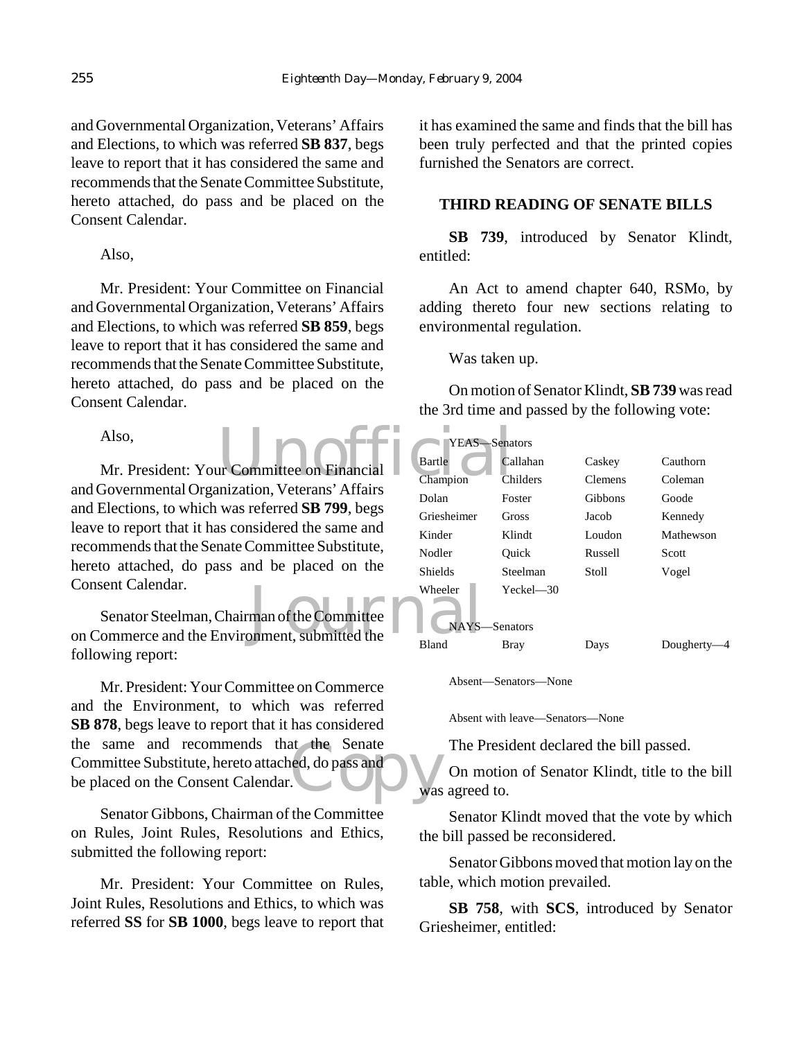and Governmental Organization, Veterans' Affairs and Elections, to which was referred **SB 837**, begs leave to report that it has considered the same and recommends that the Senate Committee Substitute, hereto attached, do pass and be placed on the Consent Calendar.

Also,

Mr. President: Your Committee on Financial and Governmental Organization, Veterans' Affairs and Elections, to which was referred **SB 859**, begs leave to report that it has considered the same and recommends that the Senate Committee Substitute, hereto attached, do pass and be placed on the Consent Calendar.

Also,

Mr. President: Your Committee on Financial and Governmental Organization, Veterans' Affairs and Elections, to which was referred **SB 799**, begs leave to report that it has considered the same and recommends that the Senate Committee Substitute, hereto attached, do pass and be placed on the Consent Calendar.

Senator Steelman, Chairman of the Committee on Commerce and the Environment, submitted the following report:

Mr. President: Your Committee on Commerce and the Environment, to which was referred **SB 878**, begs leave to report that it has considered the same and recommends that the Senate Committee Substitute, hereto attached, do pass and be placed on the Consent Calendar.

Senator Gibbons, Chairman of the Committee on Rules, Joint Rules, Resolutions and Ethics, submitted the following report:

Mr. President: Your Committee on Rules, Joint Rules, Resolutions and Ethics, to which was referred **SS** for **SB 1000**, begs leave to report that it has examined the same and finds that the bill has been truly perfected and that the printed copies furnished the Senators are correct.

## THIRD READING OF SENATE BILLS

**SB 739**, introduced by Senator Klindt, entitled:

An Act to amend chapter 640, RSMo, by adding thereto four new sections relating to environmental regulation.

Was taken up.

On motion of Senator Klindt, **SB 739** was read the 3rd time and passed by the following vote:

YEAS—Senators

| | | | |
|---|---|---|---|
| Bartle | Callahan | Caskey | Cauthorn |
| Champion | Childers | Clemens | Coleman |
| Dolan | Foster | Gibbons | Goode |
| Griesheimer | Gross | Jacob | Kennedy |
| Kinder | Klindt | Loudon | Mathewson |
| Nodler | Quick | Russell | Scott |
| Shields | Steelman | Stoll | Vogel |
| Wheeler | Yeckel—30 | | |

NAYS—Senators

| | | | |
|---|---|---|---|
| Bland | Bray | Days | Dougherty—4 |

Absent—Senators—None

Absent with leave—Senators—None

The President declared the bill passed.

On motion of Senator Klindt, title to the bill was agreed to.

Senator Klindt moved that the vote by which the bill passed be reconsidered.

Senator Gibbons moved that motion lay on the table, which motion prevailed.

**SB 758**, with **SCS**, introduced by Senator Griesheimer, entitled: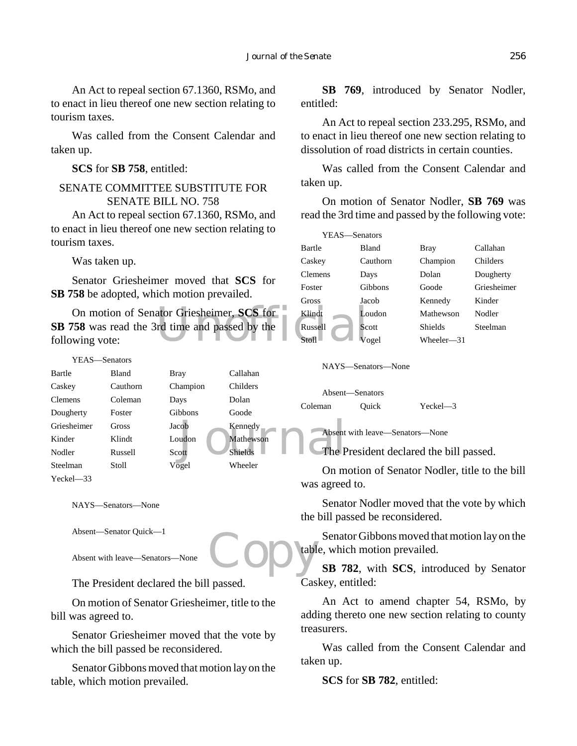An Act to repeal section 67.1360, RSMo, and to enact in lieu thereof one new section relating to tourism taxes.

Was called from the Consent Calendar and taken up.

**SCS** for **SB 758**, entitled:

SENATE COMMITTEE SUBSTITUTE FOR SENATE BILL NO. 758

An Act to repeal section 67.1360, RSMo, and to enact in lieu thereof one new section relating to tourism taxes.

Was taken up.

Senator Griesheimer moved that **SCS** for **SB 758** be adopted, which motion prevailed.

On motion of Senator Griesheimer, **SCS** for **SB 758** was read the 3rd time and passed by the following vote:

YEAS—Senators

| | | | |
|---|---|---|---|
| Bartle | Bland | Bray | Callahan |
| Caskey | Cauthorn | Champion | Childers |
| Clemens | Coleman | Days | Dolan |
| Dougherty | Foster | Gibbons | Goode |
| Griesheimer | Gross | Jacob | Kennedy |
| Kinder | Klindt | Loudon | Mathewson |
| Nodler | Russell | Scott | Shields |
| Steelman | Stoll | Vogel | Wheeler |
| Yeckel—33 | | | |

NAYS—Senators—None

Absent—Senator Quick—1

Absent with leave—Senators—None

The President declared the bill passed.

On motion of Senator Griesheimer, title to the bill was agreed to.

Senator Griesheimer moved that the vote by which the bill passed be reconsidered.

Senator Gibbons moved that motion lay on the table, which motion prevailed.

**SB 769**, introduced by Senator Nodler, entitled:

An Act to repeal section 233.295, RSMo, and to enact in lieu thereof one new section relating to dissolution of road districts in certain counties.

Was called from the Consent Calendar and taken up.

On motion of Senator Nodler, **SB 769** was read the 3rd time and passed by the following vote:

YEAS—Senators

| | | | |
|---|---|---|---|
| Bartle | Bland | Bray | Callahan |
| Caskey | Cauthorn | Champion | Childers |
| Clemens | Days | Dolan | Dougherty |
| Foster | Gibbons | Goode | Griesheimer |
| Gross | Jacob | Kennedy | Kinder |
| Klindt | Loudon | Mathewson | Nodler |
| Russell | Scott | Shields | Steelman |
| Stoll | Vogel | Wheeler—31 | |

NAYS—Senators—None

Absent—Senators

| | | |
|---|---|---|
| Coleman | Quick | Yeckel—3 |

Absent with leave—Senators—None

The President declared the bill passed.

On motion of Senator Nodler, title to the bill was agreed to.

Senator Nodler moved that the vote by which the bill passed be reconsidered.

Senator Gibbons moved that motion lay on the table, which motion prevailed.

**SB 782**, with **SCS**, introduced by Senator Caskey, entitled:

An Act to amend chapter 54, RSMo, by adding thereto one new section relating to county treasurers.

Was called from the Consent Calendar and taken up.

**SCS** for **SB 782**, entitled: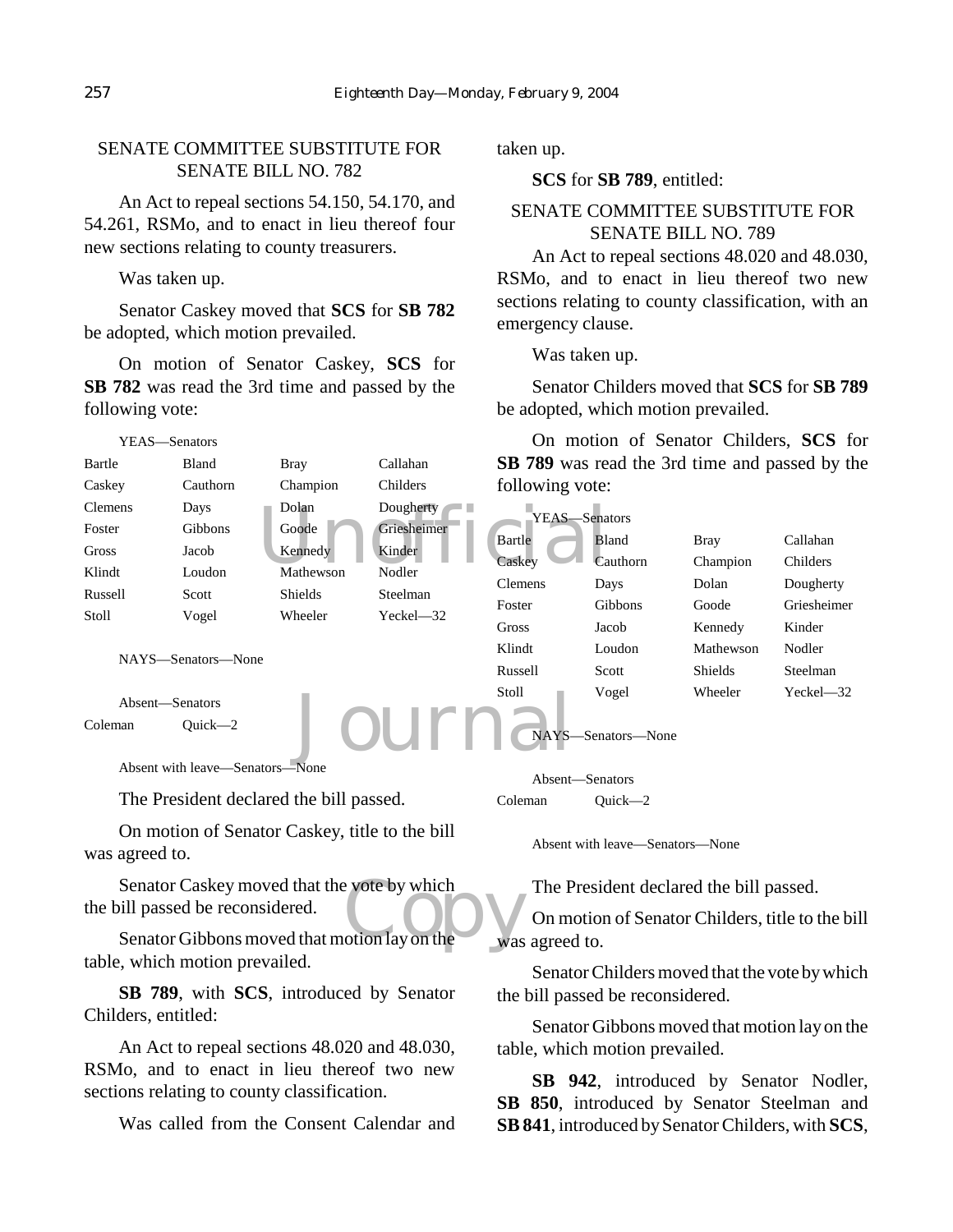SENATE COMMITTEE SUBSTITUTE FOR SENATE BILL NO. 782

An Act to repeal sections 54.150, 54.170, and 54.261, RSMo, and to enact in lieu thereof four new sections relating to county treasurers.

Was taken up.

Senator Caskey moved that **SCS** for **SB 782** be adopted, which motion prevailed.

On motion of Senator Caskey, **SCS** for **SB 782** was read the 3rd time and passed by the following vote:

YEAS—Senators

| | | | |
|---|---|---|---|
| Bartle | Bland | Bray | Callahan |
| Caskey | Cauthorn | Champion | Childers |
| Clemens | Days | Dolan | Dougherty |
| Foster | Gibbons | Goode | Griesheimer |
| Gross | Jacob | Kennedy | Kinder |
| Klindt | Loudon | Mathewson | Nodler |
| Russell | Scott | Shields | Steelman |
| Stoll | Vogel | Wheeler | Yeckel—32 |

NAYS—Senators—None

Absent—Senators

Coleman Quick—2

Absent with leave—Senators—None

The President declared the bill passed.

On motion of Senator Caskey, title to the bill was agreed to.

Senator Caskey moved that the vote by which the bill passed be reconsidered.

Senator Gibbons moved that motion lay on the table, which motion prevailed.

**SB 789**, with **SCS**, introduced by Senator Childers, entitled:

An Act to repeal sections 48.020 and 48.030, RSMo, and to enact in lieu thereof two new sections relating to county classification.

Was called from the Consent Calendar and taken up.

**SCS** for **SB 789**, entitled:

SENATE COMMITTEE SUBSTITUTE FOR SENATE BILL NO. 789

An Act to repeal sections 48.020 and 48.030, RSMo, and to enact in lieu thereof two new sections relating to county classification, with an emergency clause.

Was taken up.

Senator Childers moved that **SCS** for **SB 789** be adopted, which motion prevailed.

On motion of Senator Childers, **SCS** for **SB 789** was read the 3rd time and passed by the following vote:

YEAS—Senators

| | | | |
|---|---|---|---|
| Bartle | Bland | Bray | Callahan |
| Caskey | Cauthorn | Champion | Childers |
| Clemens | Days | Dolan | Dougherty |
| Foster | Gibbons | Goode | Griesheimer |
| Gross | Jacob | Kennedy | Kinder |
| Klindt | Loudon | Mathewson | Nodler |
| Russell | Scott | Shields | Steelman |
| Stoll | Vogel | Wheeler | Yeckel—32 |

NAYS—Senators—None

Absent—Senators

Coleman Quick—2

Absent with leave—Senators—None

The President declared the bill passed.

On motion of Senator Childers, title to the bill was agreed to.

Senator Childers moved that the vote by which the bill passed be reconsidered.

Senator Gibbons moved that motion lay on the table, which motion prevailed.

**SB 942**, introduced by Senator Nodler, **SB 850**, introduced by Senator Steelman and **SB 841**, introduced by Senator Childers, with **SCS**,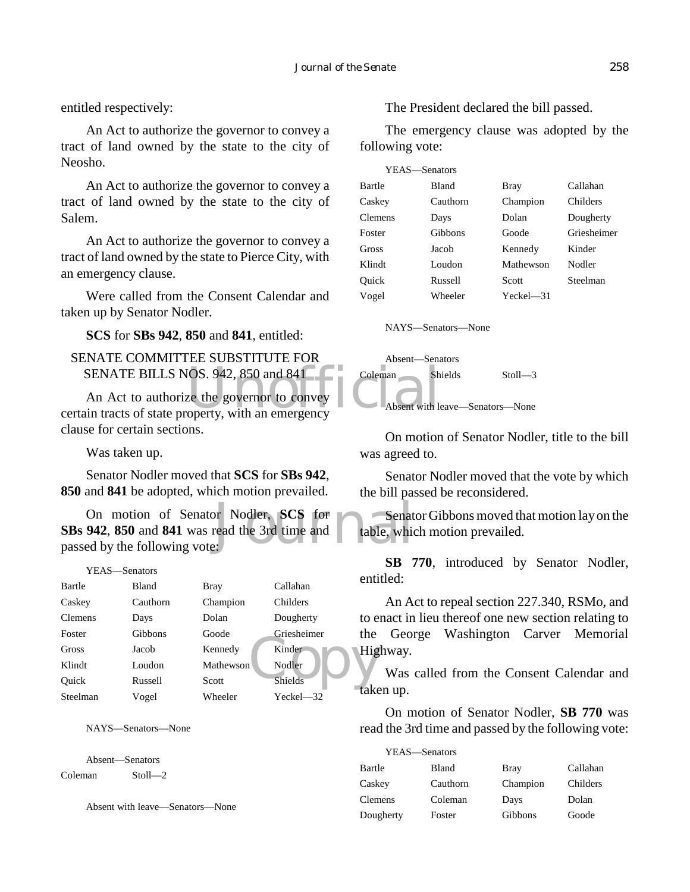entitled respectively:

An Act to authorize the governor to convey a tract of land owned by the state to the city of Neosho.

An Act to authorize the governor to convey a tract of land owned by the state to the city of Salem.

An Act to authorize the governor to convey a tract of land owned by the state to Pierce City, with an emergency clause.

Were called from the Consent Calendar and taken up by Senator Nodler.

**SCS** for **SBs 942**, **850** and **841**, entitled:

SENATE COMMITTEE SUBSTITUTE FOR SENATE BILLS NOS. 942, 850 and 841

An Act to authorize the governor to convey certain tracts of state property, with an emergency clause for certain sections.

Was taken up.

Senator Nodler moved that **SCS** for **SBs 942**, **850** and **841** be adopted, which motion prevailed.

On motion of Senator Nodler, **SCS** for **SBs 942**, **850** and **841** was read the 3rd time and passed by the following vote:

YEAS—Senators

| | | | |
|---|---|---|---|
| Bartle | Bland | Bray | Callahan |
| Caskey | Cauthorn | Champion | Childers |
| Clemens | Days | Dolan | Dougherty |
| Foster | Gibbons | Goode | Griesheimer |
| Gross | Jacob | Kennedy | Kinder |
| Klindt | Loudon | Mathewson | Nodler |
| Quick | Russell | Scott | Shields |
| Steelman | Vogel | Wheeler | Yeckel—32 |

NAYS—Senators—None

Absent—Senators

| | |
|---|---|
| Coleman | Stoll—2 |

Absent with leave—Senators—None

The President declared the bill passed.

The emergency clause was adopted by the following vote:

YEAS—Senators

| | | | |
|---|---|---|---|
| Bartle | Bland | Bray | Callahan |
| Caskey | Cauthorn | Champion | Childers |
| Clemens | Days | Dolan | Dougherty |
| Foster | Gibbons | Goode | Griesheimer |
| Gross | Jacob | Kennedy | Kinder |
| Klindt | Loudon | Mathewson | Nodler |
| Quick | Russell | Scott | Steelman |
| Vogel | Wheeler | Yeckel—31 | |

NAYS—Senators—None

Absent—Senators

| | | |
|---|---|---|
| Coleman | Shields | Stoll—3 |

Absent with leave—Senators—None

On motion of Senator Nodler, title to the bill was agreed to.

Senator Nodler moved that the vote by which the bill passed be reconsidered.

Senator Gibbons moved that motion lay on the table, which motion prevailed.

**SB 770**, introduced by Senator Nodler, entitled:

An Act to repeal section 227.340, RSMo, and to enact in lieu thereof one new section relating to the George Washington Carver Memorial Highway.

Was called from the Consent Calendar and taken up.

On motion of Senator Nodler, **SB 770** was read the 3rd time and passed by the following vote:

YEAS—Senators

| | | | |
|---|---|---|---|
| Bartle | Bland | Bray | Callahan |
| Caskey | Cauthorn | Champion | Childers |
| Clemens | Coleman | Days | Dolan |
| Dougherty | Foster | Gibbons | Goode |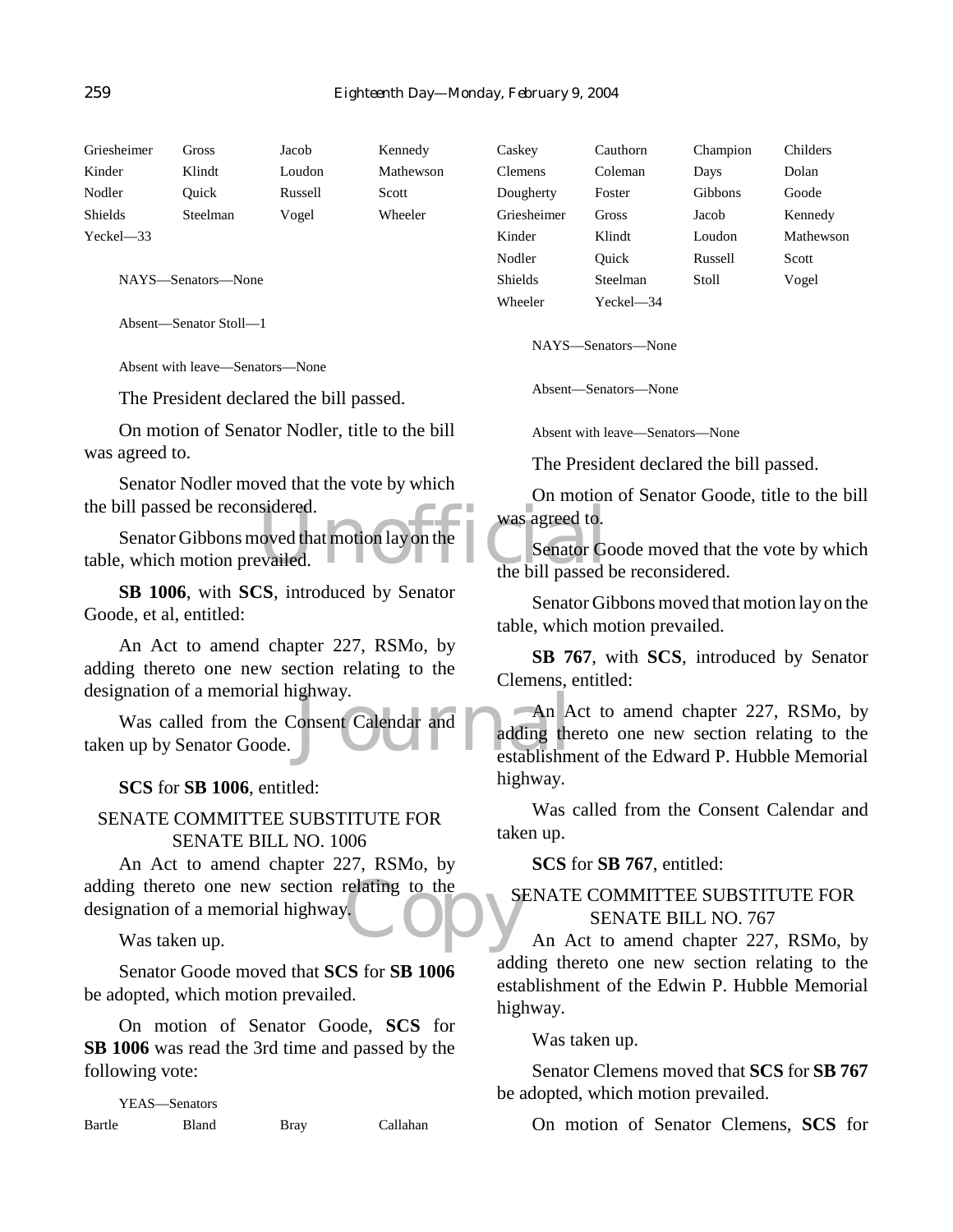| | | | |
|---|---|---|---|
| Griesheimer | Gross | Jacob | Kennedy |
| Kinder | Klindt | Loudon | Mathewson |
| Nodler | Quick | Russell | Scott |
| Shields | Steelman | Vogel | Wheeler |
| Yeckel—33 | | | |

NAYS—Senators—None

Absent—Senator Stoll—1

Absent with leave—Senators—None

The President declared the bill passed.

On motion of Senator Nodler, title to the bill was agreed to.

Senator Nodler moved that the vote by which the bill passed be reconsidered.

Senator Gibbons moved that motion lay on the table, which motion prevailed.

**SB 1006**, with **SCS**, introduced by Senator Goode, et al, entitled:

An Act to amend chapter 227, RSMo, by adding thereto one new section relating to the designation of a memorial highway.

Was called from the Consent Calendar and taken up by Senator Goode.

**SCS** for **SB 1006**, entitled:

SENATE COMMITTEE SUBSTITUTE FOR SENATE BILL NO. 1006

An Act to amend chapter 227, RSMo, by adding thereto one new section relating to the designation of a memorial highway.

Was taken up.

Senator Goode moved that **SCS** for **SB 1006** be adopted, which motion prevailed.

On motion of Senator Goode, **SCS** for **SB 1006** was read the 3rd time and passed by the following vote:

YEAS—Senators

| | | | |
|---|---|---|---|
| Bartle | Bland | Bray | Callahan |
| Caskey | Cauthorn | Champion | Childers |
| Clemens | Coleman | Days | Dolan |
| Dougherty | Foster | Gibbons | Goode |
| Griesheimer | Gross | Jacob | Kennedy |
| Kinder | Klindt | Loudon | Mathewson |
| Nodler | Quick | Russell | Scott |
| Shields | Steelman | Stoll | Vogel |
| Wheeler | Yeckel—34 | | |

NAYS—Senators—None

Absent—Senators—None

Absent with leave—Senators—None

The President declared the bill passed.

On motion of Senator Goode, title to the bill was agreed to.

Senator Goode moved that the vote by which the bill passed be reconsidered.

Senator Gibbons moved that motion lay on the table, which motion prevailed.

**SB 767**, with **SCS**, introduced by Senator Clemens, entitled:

An Act to amend chapter 227, RSMo, by adding thereto one new section relating to the establishment of the Edward P. Hubble Memorial highway.

Was called from the Consent Calendar and taken up.

**SCS** for **SB 767**, entitled:

SENATE COMMITTEE SUBSTITUTE FOR SENATE BILL NO. 767

An Act to amend chapter 227, RSMo, by adding thereto one new section relating to the establishment of the Edwin P. Hubble Memorial highway.

Was taken up.

Senator Clemens moved that **SCS** for **SB 767** be adopted, which motion prevailed.

On motion of Senator Clemens, **SCS** for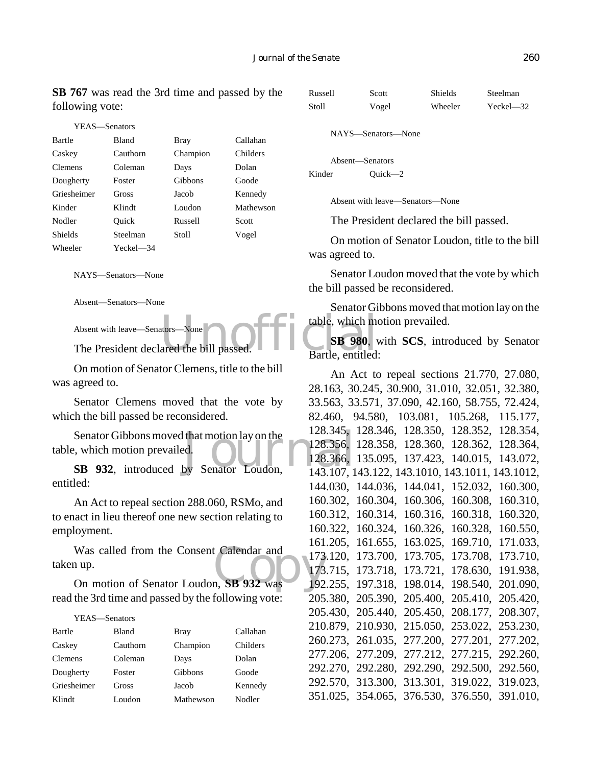**SB 767** was read the 3rd time and passed by the following vote:

YEAS—Senators

| | | | |
|---|---|---|---|
| Bartle | Bland | Bray | Callahan |
| Caskey | Cauthorn | Champion | Childers |
| Clemens | Coleman | Days | Dolan |
| Dougherty | Foster | Gibbons | Goode |
| Griesheimer | Gross | Jacob | Kennedy |
| Kinder | Klindt | Loudon | Mathewson |
| Nodler | Quick | Russell | Scott |
| Shields | Steelman | Stoll | Vogel |
| Wheeler | Yeckel—34 | | |

NAYS—Senators—None

Absent—Senators—None

Absent with leave—Senators—None

The President declared the bill passed.

On motion of Senator Clemens, title to the bill was agreed to.

Senator Clemens moved that the vote by which the bill passed be reconsidered.

Senator Gibbons moved that motion lay on the table, which motion prevailed.

**SB 932**, introduced by Senator Loudon, entitled:

An Act to repeal section 288.060, RSMo, and to enact in lieu thereof one new section relating to employment.

Was called from the Consent Calendar and taken up.

On motion of Senator Loudon, **SB 932** was read the 3rd time and passed by the following vote:

YEAS—Senators

| | | | |
|---|---|---|---|
| Bartle | Bland | Bray | Callahan |
| Caskey | Cauthorn | Champion | Childers |
| Clemens | Coleman | Days | Dolan |
| Dougherty | Foster | Gibbons | Goode |
| Griesheimer | Gross | Jacob | Kennedy |
| Klindt | Loudon | Mathewson | Nodler |
| Russell | Scott | Shields | Steelman |
| Stoll | Vogel | Wheeler | Yeckel—32 |

NAYS—Senators—None

Absent—Senators

| | |
|---|---|
| Kinder | Quick—2 |

Absent with leave—Senators—None

The President declared the bill passed.

On motion of Senator Loudon, title to the bill was agreed to.

Senator Loudon moved that the vote by which the bill passed be reconsidered.

Senator Gibbons moved that motion lay on the table, which motion prevailed.

**SB 980**, with **SCS**, introduced by Senator Bartle, entitled:

An Act to repeal sections 21.770, 27.080, 28.163, 30.245, 30.900, 31.010, 32.051, 32.380, 33.563, 33.571, 37.090, 42.160, 58.755, 72.424, 82.460, 94.580, 103.081, 105.268, 115.177, 128.345, 128.346, 128.350, 128.352, 128.354, 128.356, 128.358, 128.360, 128.362, 128.364, 128.366, 135.095, 137.423, 140.015, 143.072, 143.107, 143.122, 143.1010, 143.1011, 143.1012, 144.030, 144.036, 144.041, 152.032, 160.300, 160.302, 160.304, 160.306, 160.308, 160.310, 160.312, 160.314, 160.316, 160.318, 160.320, 160.322, 160.324, 160.326, 160.328, 160.550, 161.205, 161.655, 163.025, 169.710, 171.033, 173.120, 173.700, 173.705, 173.708, 173.710, 173.715, 173.718, 173.721, 178.630, 191.938, 192.255, 197.318, 198.014, 198.540, 201.090, 205.380, 205.390, 205.400, 205.410, 205.420, 205.430, 205.440, 205.450, 208.177, 208.307, 210.879, 210.930, 215.050, 253.022, 253.230, 260.273, 261.035, 277.200, 277.201, 277.202, 277.206, 277.209, 277.212, 277.215, 292.260, 292.270, 292.280, 292.290, 292.500, 292.560, 292.570, 313.300, 313.301, 319.022, 319.023, 351.025, 354.065, 376.530, 376.550, 391.010,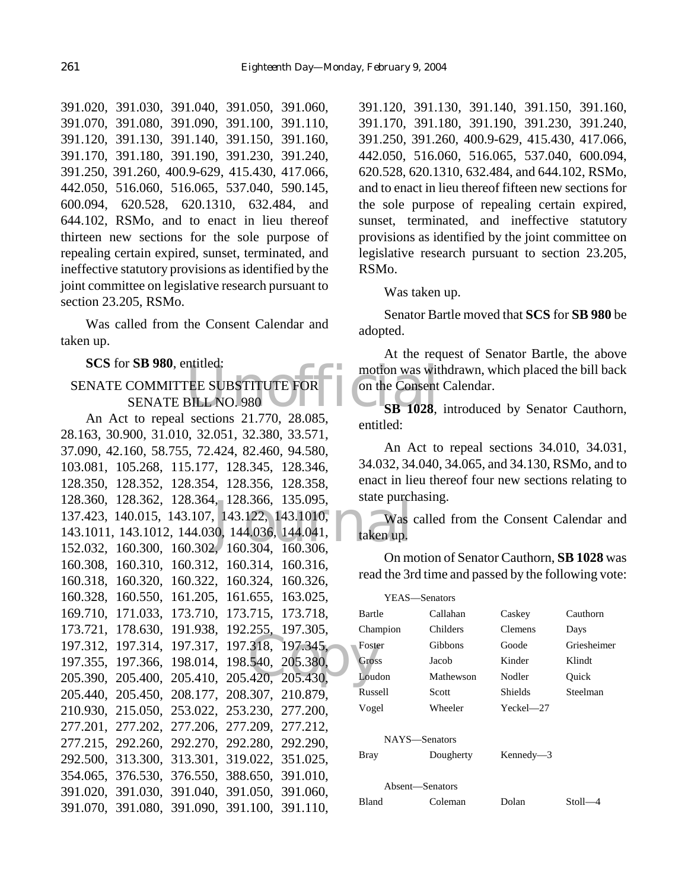391.020, 391.030, 391.040, 391.050, 391.060, 391.070, 391.080, 391.090, 391.100, 391.110, 391.120, 391.130, 391.140, 391.150, 391.160, 391.170, 391.180, 391.190, 391.230, 391.240, 391.250, 391.260, 400.9-629, 415.430, 417.066, 442.050, 516.060, 516.065, 537.040, 590.145, 600.094, 620.528, 620.1310, 632.484, and 644.102, RSMo, and to enact in lieu thereof thirteen new sections for the sole purpose of repealing certain expired, sunset, terminated, and ineffective statutory provisions as identified by the joint committee on legislative research pursuant to section 23.205, RSMo.

Was called from the Consent Calendar and taken up.

**SCS** for **SB 980**, entitled:

SENATE COMMITTEE SUBSTITUTE FOR SENATE BILL NO. 980

An Act to repeal sections 21.770, 28.085, 28.163, 30.900, 31.010, 32.051, 32.380, 33.571, 37.090, 42.160, 58.755, 72.424, 82.460, 94.580, 103.081, 105.268, 115.177, 128.345, 128.346, 128.350, 128.352, 128.354, 128.356, 128.358, 128.360, 128.362, 128.364, 128.366, 135.095, 137.423, 140.015, 143.107, 143.122, 143.1010, 143.1011, 143.1012, 144.030, 144.036, 144.041, 152.032, 160.300, 160.302, 160.304, 160.306, 160.308, 160.310, 160.312, 160.314, 160.316, 160.318, 160.320, 160.322, 160.324, 160.326, 160.328, 160.550, 161.205, 161.655, 163.025, 169.710, 171.033, 173.710, 173.715, 173.718, 173.721, 178.630, 191.938, 192.255, 197.305, 197.312, 197.314, 197.317, 197.318, 197.345, 197.355, 197.366, 198.014, 198.540, 205.380, 205.390, 205.400, 205.410, 205.420, 205.430, 205.440, 205.450, 208.177, 208.307, 210.879, 210.930, 215.050, 253.022, 253.230, 277.200, 277.201, 277.202, 277.206, 277.209, 277.212, 277.215, 292.260, 292.270, 292.280, 292.290, 292.500, 313.300, 313.301, 319.022, 351.025, 354.065, 376.530, 376.550, 388.650, 391.010, 391.020, 391.030, 391.040, 391.050, 391.060, 391.070, 391.080, 391.090, 391.100, 391.110, 391.120, 391.130, 391.140, 391.150, 391.160, 391.170, 391.180, 391.190, 391.230, 391.240, 391.250, 391.260, 400.9-629, 415.430, 417.066, 442.050, 516.060, 516.065, 537.040, 600.094, 620.528, 620.1310, 632.484, and 644.102, RSMo, and to enact in lieu thereof fifteen new sections for the sole purpose of repealing certain expired, sunset, terminated, and ineffective statutory provisions as identified by the joint committee on legislative research pursuant to section 23.205, RSMo.

Was taken up.

Senator Bartle moved that **SCS** for **SB 980** be adopted.

At the request of Senator Bartle, the above motion was withdrawn, which placed the bill back on the Consent Calendar.

**SB 1028**, introduced by Senator Cauthorn, entitled:

An Act to repeal sections 34.010, 34.031, 34.032, 34.040, 34.065, and 34.130, RSMo, and to enact in lieu thereof four new sections relating to state purchasing.

Was called from the Consent Calendar and taken up.

On motion of Senator Cauthorn, **SB 1028** was read the 3rd time and passed by the following vote:

YEAS—Senators

| | | | |
|---|---|---|---|
| Bartle | Callahan | Caskey | Cauthorn |
| Champion | Childers | Clemens | Days |
| Foster | Gibbons | Goode | Griesheimer |
| Gross | Jacob | Kinder | Klindt |
| Loudon | Mathewson | Nodler | Quick |
| Russell | Scott | Shields | Steelman |
| Vogel | Wheeler | Yeckel—27 | |

NAYS—Senators

| | | |
|---|---|---|
| Bray | Dougherty | Kennedy—3 |

Absent—Senators

| | | | |
|---|---|---|---|
| Bland | Coleman | Dolan | Stoll—4 |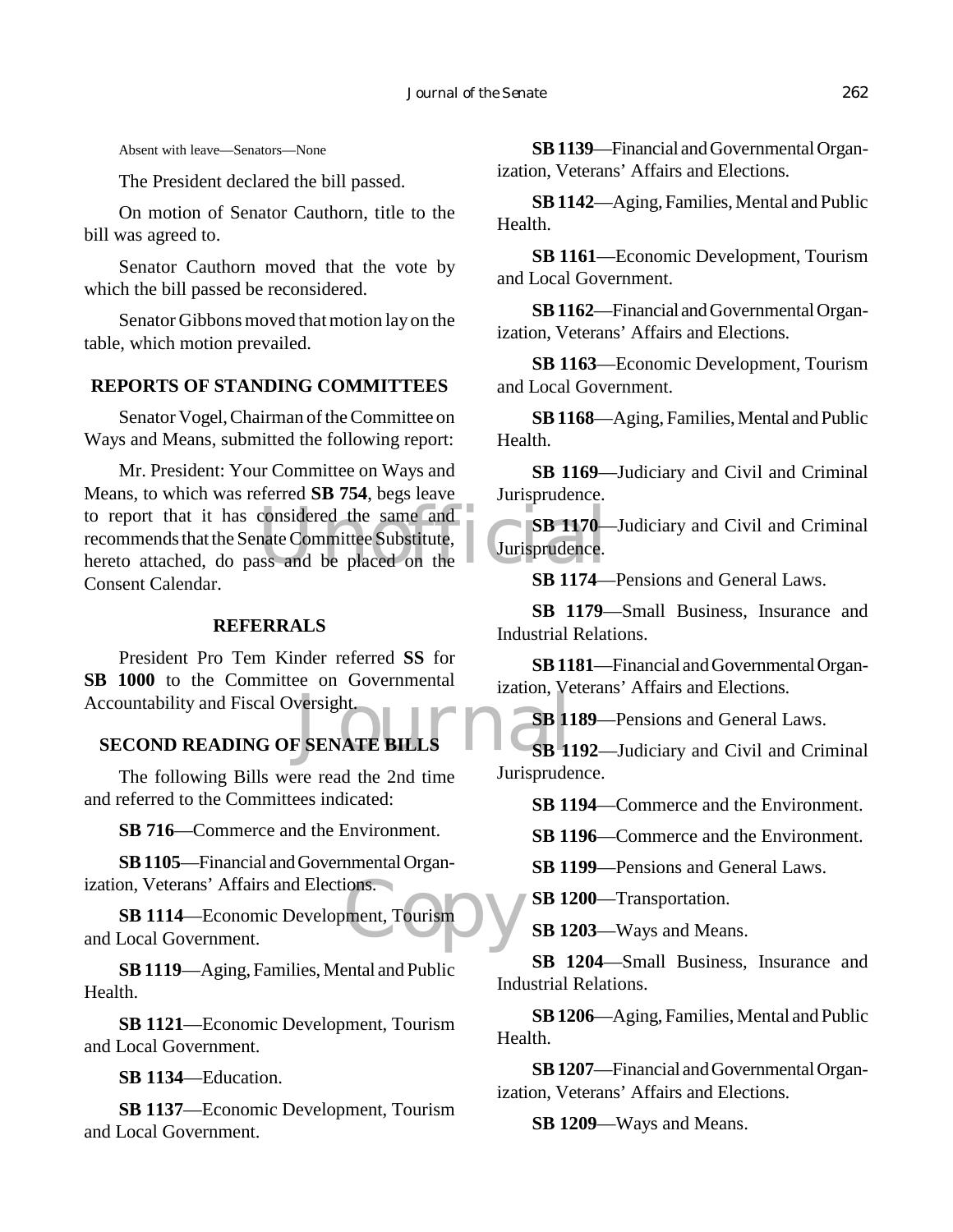Absent with leave—Senators—None

The President declared the bill passed.

On motion of Senator Cauthorn, title to the bill was agreed to.

Senator Cauthorn moved that the vote by which the bill passed be reconsidered.

Senator Gibbons moved that motion lay on the table, which motion prevailed.

## REPORTS OF STANDING COMMITTEES

Senator Vogel, Chairman of the Committee on Ways and Means, submitted the following report:

Mr. President: Your Committee on Ways and Means, to which was referred **SB 754**, begs leave to report that it has considered the same and recommends that the Senate Committee Substitute, hereto attached, do pass and be placed on the Consent Calendar.

## REFERRALS

President Pro Tem Kinder referred **SS** for **SB 1000** to the Committee on Governmental Accountability and Fiscal Oversight.

## SECOND READING OF SENATE BILLS

The following Bills were read the 2nd time and referred to the Committees indicated:

**SB 716**—Commerce and the Environment.

**SB 1105**—Financial and Governmental Organization, Veterans' Affairs and Elections.

**SB 1114**—Economic Development, Tourism and Local Government.

**SB 1119**—Aging, Families, Mental and Public Health.

**SB 1121**—Economic Development, Tourism and Local Government.

**SB 1134**—Education.

**SB 1137**—Economic Development, Tourism and Local Government.

**SB 1139**—Financial and Governmental Organization, Veterans' Affairs and Elections.

**SB 1142**—Aging, Families, Mental and Public Health.

**SB 1161**—Economic Development, Tourism and Local Government.

**SB 1162**—Financial and Governmental Organization, Veterans' Affairs and Elections.

**SB 1163**—Economic Development, Tourism and Local Government.

**SB 1168**—Aging, Families, Mental and Public Health.

**SB 1169**—Judiciary and Civil and Criminal Jurisprudence.

**SB 1170**—Judiciary and Civil and Criminal Jurisprudence.

**SB 1174**—Pensions and General Laws.

**SB 1179**—Small Business, Insurance and Industrial Relations.

**SB 1181**—Financial and Governmental Organization, Veterans' Affairs and Elections.

**SB 1189**—Pensions and General Laws.

**SB 1192**—Judiciary and Civil and Criminal Jurisprudence.

**SB 1194**—Commerce and the Environment.

**SB 1196**—Commerce and the Environment.

**SB 1199**—Pensions and General Laws.

**SB 1200**—Transportation.

**SB 1203**—Ways and Means.

**SB 1204**—Small Business, Insurance and Industrial Relations.

**SB 1206**—Aging, Families, Mental and Public Health.

**SB 1207**—Financial and Governmental Organization, Veterans' Affairs and Elections.

**SB 1209**—Ways and Means.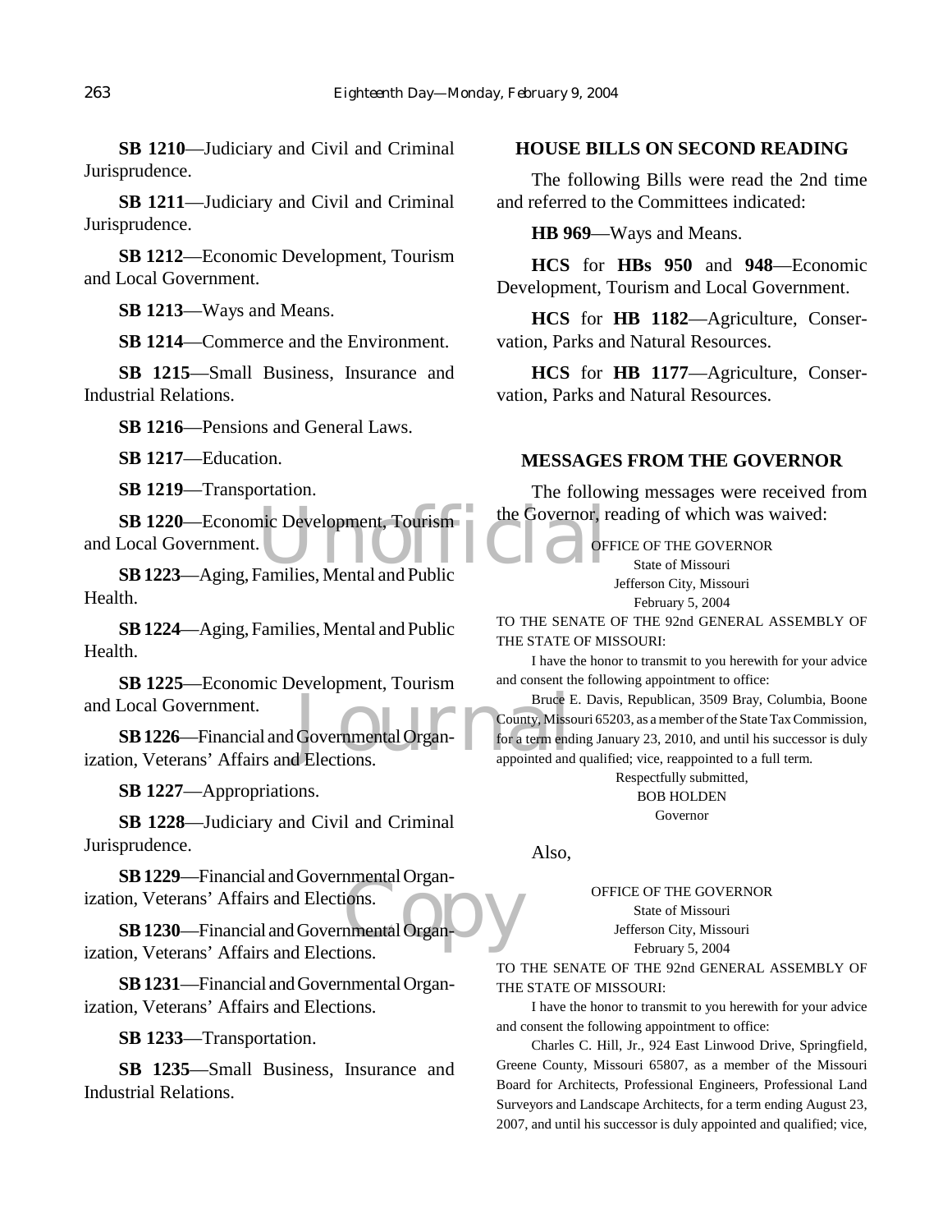**SB 1210**—Judiciary and Civil and Criminal Jurisprudence.

**SB 1211**—Judiciary and Civil and Criminal Jurisprudence.

**SB 1212**—Economic Development, Tourism and Local Government.

**SB 1213**—Ways and Means.

**SB 1214**—Commerce and the Environment.

**SB 1215**—Small Business, Insurance and Industrial Relations.

**SB 1216**—Pensions and General Laws.

**SB 1217**—Education.

**SB 1219**—Transportation.

**SB 1220**—Economic Development, Tourism and Local Government.

**SB 1223**—Aging, Families, Mental and Public Health.

**SB 1224**—Aging, Families, Mental and Public Health.

**SB 1225**—Economic Development, Tourism and Local Government.

**SB 1226**—Financial and Governmental Organization, Veterans' Affairs and Elections.

**SB 1227**—Appropriations.

**SB 1228**—Judiciary and Civil and Criminal Jurisprudence.

**SB 1229**—Financial and Governmental Organization, Veterans' Affairs and Elections.

**SB 1230**—Financial and Governmental Organization, Veterans' Affairs and Elections.

**SB 1231**—Financial and Governmental Organization, Veterans' Affairs and Elections.

**SB 1233**—Transportation.

**SB 1235**—Small Business, Insurance and Industrial Relations.

## HOUSE BILLS ON SECOND READING

The following Bills were read the 2nd time and referred to the Committees indicated:

**HB 969**—Ways and Means.

**HCS** for **HBs 950** and **948**—Economic Development, Tourism and Local Government.

**HCS** for **HB 1182**—Agriculture, Conservation, Parks and Natural Resources.

**HCS** for **HB 1177**—Agriculture, Conservation, Parks and Natural Resources.

## MESSAGES FROM THE GOVERNOR

The following messages were received from the Governor, reading of which was waived:

OFFICE OF THE GOVERNOR
State of Missouri
Jefferson City, Missouri
February 5, 2004

TO THE SENATE OF THE 92nd GENERAL ASSEMBLY OF THE STATE OF MISSOURI:

I have the honor to transmit to you herewith for your advice and consent the following appointment to office:

Bruce E. Davis, Republican, 3509 Bray, Columbia, Boone County, Missouri 65203, as a member of the State Tax Commission, for a term ending January 23, 2010, and until his successor is duly appointed and qualified; vice, reappointed to a full term.

Respectfully submitted,
BOB HOLDEN
Governor

Also,

OFFICE OF THE GOVERNOR
State of Missouri
Jefferson City, Missouri
February 5, 2004

TO THE SENATE OF THE 92nd GENERAL ASSEMBLY OF THE STATE OF MISSOURI:

I have the honor to transmit to you herewith for your advice and consent the following appointment to office:

Charles C. Hill, Jr., 924 East Linwood Drive, Springfield, Greene County, Missouri 65807, as a member of the Missouri Board for Architects, Professional Engineers, Professional Land Surveyors and Landscape Architects, for a term ending August 23, 2007, and until his successor is duly appointed and qualified; vice,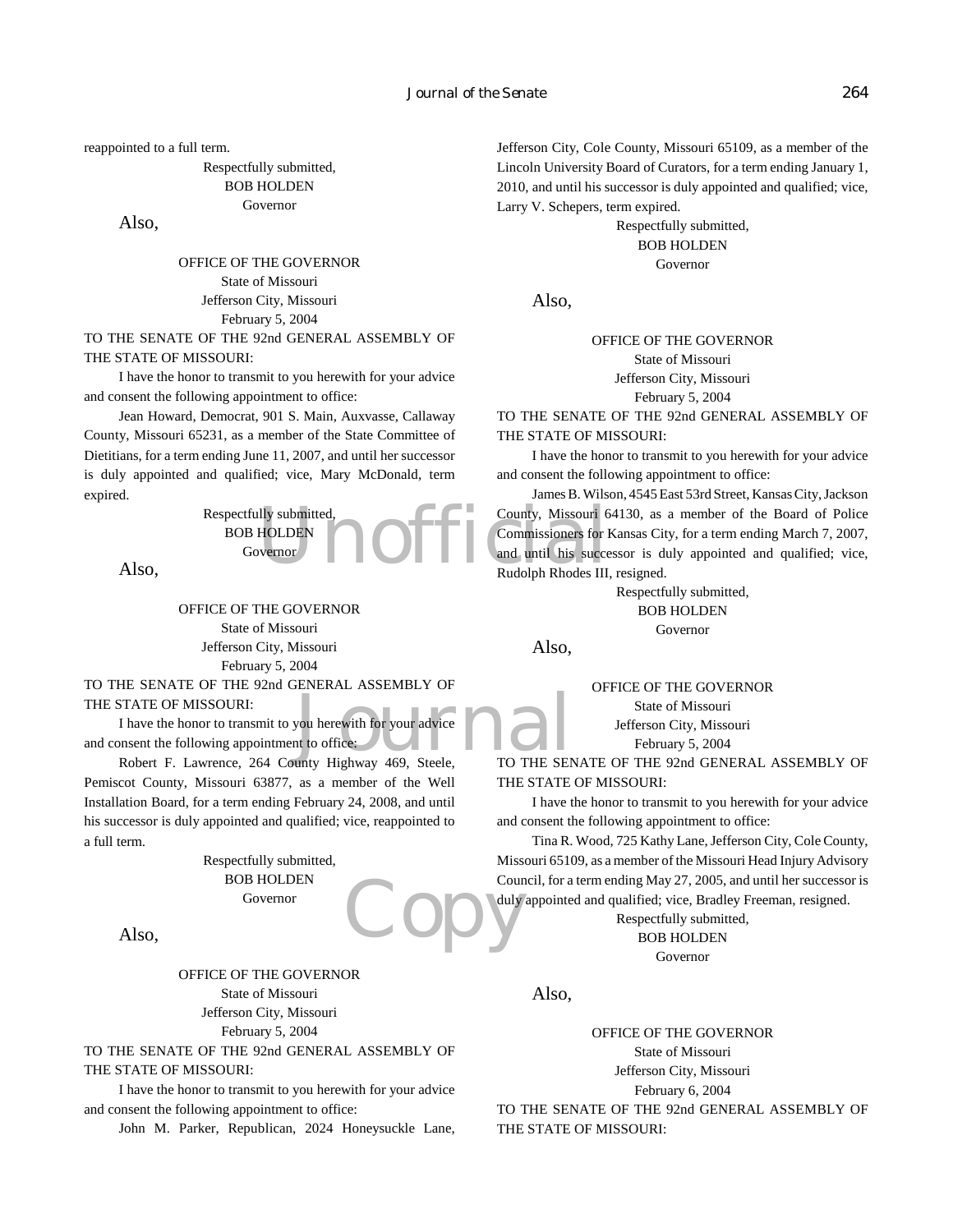reappointed to a full term.

Respectfully submitted,
BOB HOLDEN
Governor

Also,

OFFICE OF THE GOVERNOR
State of Missouri
Jefferson City, Missouri
February 5, 2004

TO THE SENATE OF THE 92nd GENERAL ASSEMBLY OF THE STATE OF MISSOURI:

I have the honor to transmit to you herewith for your advice and consent the following appointment to office:

Jean Howard, Democrat, 901 S. Main, Auxvasse, Callaway County, Missouri 65231, as a member of the State Committee of Dietitians, for a term ending June 11, 2007, and until her successor is duly appointed and qualified; vice, Mary McDonald, term expired.

Respectfully submitted,
BOB HOLDEN
Governor

Also,

OFFICE OF THE GOVERNOR
State of Missouri
Jefferson City, Missouri
February 5, 2004

TO THE SENATE OF THE 92nd GENERAL ASSEMBLY OF THE STATE OF MISSOURI:

I have the honor to transmit to you herewith for your advice and consent the following appointment to office:

Robert F. Lawrence, 264 County Highway 469, Steele, Pemiscot County, Missouri 63877, as a member of the Well Installation Board, for a term ending February 24, 2008, and until his successor is duly appointed and qualified; vice, reappointed to a full term.

Respectfully submitted,
BOB HOLDEN
Governor

Also,

OFFICE OF THE GOVERNOR
State of Missouri
Jefferson City, Missouri
February 5, 2004

TO THE SENATE OF THE 92nd GENERAL ASSEMBLY OF THE STATE OF MISSOURI:

I have the honor to transmit to you herewith for your advice and consent the following appointment to office:

John M. Parker, Republican, 2024 Honeysuckle Lane, Jefferson City, Cole County, Missouri 65109, as a member of the Lincoln University Board of Curators, for a term ending January 1, 2010, and until his successor is duly appointed and qualified; vice, Larry V. Schepers, term expired.

Respectfully submitted,
BOB HOLDEN
Governor

Also,

OFFICE OF THE GOVERNOR
State of Missouri
Jefferson City, Missouri
February 5, 2004

TO THE SENATE OF THE 92nd GENERAL ASSEMBLY OF THE STATE OF MISSOURI:

I have the honor to transmit to you herewith for your advice and consent the following appointment to office:

James B. Wilson, 4545 East 53rd Street, Kansas City, Jackson County, Missouri 64130, as a member of the Board of Police Commissioners for Kansas City, for a term ending March 7, 2007, and until his successor is duly appointed and qualified; vice, Rudolph Rhodes III, resigned.

Respectfully submitted,
BOB HOLDEN
Governor

Also,

OFFICE OF THE GOVERNOR
State of Missouri
Jefferson City, Missouri
February 5, 2004

TO THE SENATE OF THE 92nd GENERAL ASSEMBLY OF THE STATE OF MISSOURI:

I have the honor to transmit to you herewith for your advice and consent the following appointment to office:

Tina R. Wood, 725 Kathy Lane, Jefferson City, Cole County, Missouri 65109, as a member of the Missouri Head Injury Advisory Council, for a term ending May 27, 2005, and until her successor is duly appointed and qualified; vice, Bradley Freeman, resigned.

Respectfully submitted,
BOB HOLDEN
Governor

Also,

OFFICE OF THE GOVERNOR
State of Missouri
Jefferson City, Missouri
February 6, 2004

TO THE SENATE OF THE 92nd GENERAL ASSEMBLY OF THE STATE OF MISSOURI: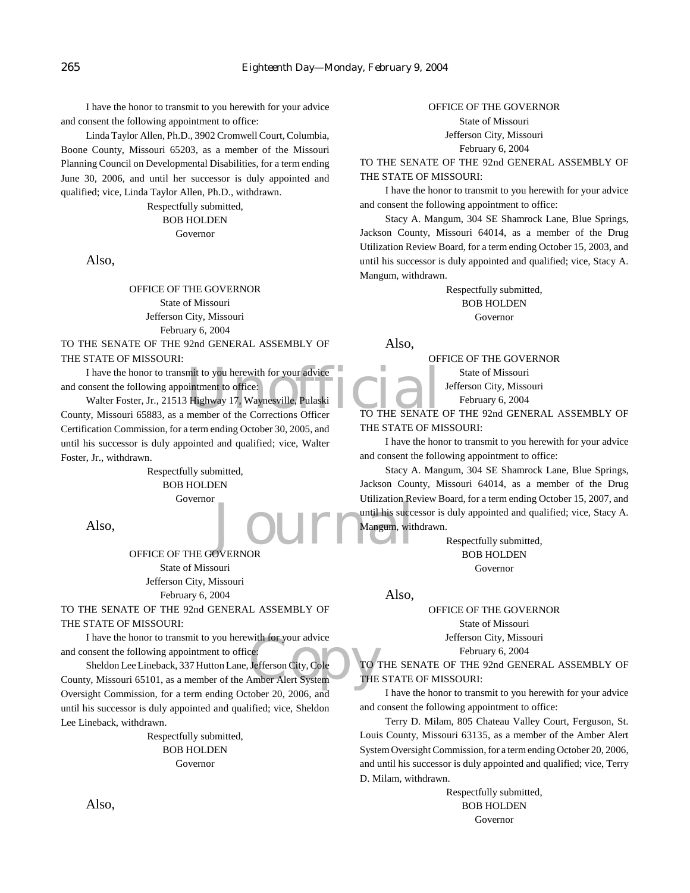I have the honor to transmit to you herewith for your advice and consent the following appointment to office:

Linda Taylor Allen, Ph.D., 3902 Cromwell Court, Columbia, Boone County, Missouri 65203, as a member of the Missouri Planning Council on Developmental Disabilities, for a term ending June 30, 2006, and until her successor is duly appointed and qualified; vice, Linda Taylor Allen, Ph.D., withdrawn.

Respectfully submitted,
BOB HOLDEN
Governor

Also,

OFFICE OF THE GOVERNOR
State of Missouri
Jefferson City, Missouri
February 6, 2004

TO THE SENATE OF THE 92nd GENERAL ASSEMBLY OF THE STATE OF MISSOURI:

I have the honor to transmit to you herewith for your advice and consent the following appointment to office:

Walter Foster, Jr., 21513 Highway 17, Waynesville, Pulaski County, Missouri 65883, as a member of the Corrections Officer Certification Commission, for a term ending October 30, 2005, and until his successor is duly appointed and qualified; vice, Walter Foster, Jr., withdrawn.

Respectfully submitted,
BOB HOLDEN
Governor

Also,

OFFICE OF THE GOVERNOR
State of Missouri
Jefferson City, Missouri
February 6, 2004

TO THE SENATE OF THE 92nd GENERAL ASSEMBLY OF THE STATE OF MISSOURI:

I have the honor to transmit to you herewith for your advice and consent the following appointment to office:

Sheldon Lee Lineback, 337 Hutton Lane, Jefferson City, Cole County, Missouri 65101, as a member of the Amber Alert System Oversight Commission, for a term ending October 20, 2006, and until his successor is duly appointed and qualified; vice, Sheldon Lee Lineback, withdrawn.

Respectfully submitted,
BOB HOLDEN
Governor

Also,

OFFICE OF THE GOVERNOR
State of Missouri
Jefferson City, Missouri
February 6, 2004

TO THE SENATE OF THE 92nd GENERAL ASSEMBLY OF THE STATE OF MISSOURI:

I have the honor to transmit to you herewith for your advice and consent the following appointment to office:

Stacy A. Mangum, 304 SE Shamrock Lane, Blue Springs, Jackson County, Missouri 64014, as a member of the Drug Utilization Review Board, for a term ending October 15, 2003, and until his successor is duly appointed and qualified; vice, Stacy A. Mangum, withdrawn.

Respectfully submitted,
BOB HOLDEN
Governor

Also,

OFFICE OF THE GOVERNOR
State of Missouri
Jefferson City, Missouri
February 6, 2004

TO THE SENATE OF THE 92nd GENERAL ASSEMBLY OF THE STATE OF MISSOURI:

I have the honor to transmit to you herewith for your advice and consent the following appointment to office:

Stacy A. Mangum, 304 SE Shamrock Lane, Blue Springs, Jackson County, Missouri 64014, as a member of the Drug Utilization Review Board, for a term ending October 15, 2007, and until his successor is duly appointed and qualified; vice, Stacy A. Mangum, withdrawn.

Respectfully submitted,
BOB HOLDEN
Governor

Also,

OFFICE OF THE GOVERNOR
State of Missouri
Jefferson City, Missouri
February 6, 2004

TO THE SENATE OF THE 92nd GENERAL ASSEMBLY OF THE STATE OF MISSOURI:

I have the honor to transmit to you herewith for your advice and consent the following appointment to office:

Terry D. Milam, 805 Chateau Valley Court, Ferguson, St. Louis County, Missouri 63135, as a member of the Amber Alert System Oversight Commission, for a term ending October 20, 2006, and until his successor is duly appointed and qualified; vice, Terry D. Milam, withdrawn.

Respectfully submitted,
BOB HOLDEN
Governor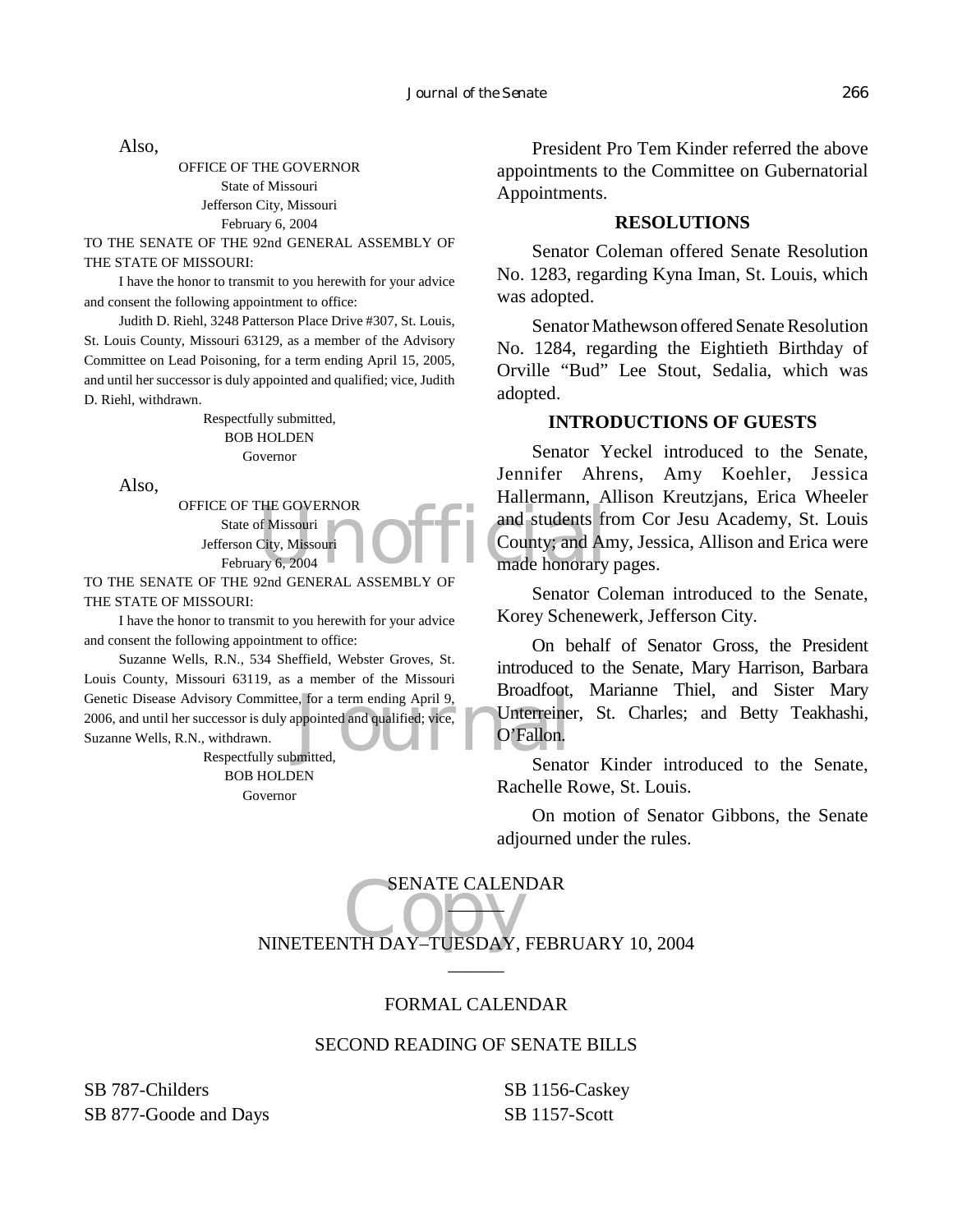Also,

OFFICE OF THE GOVERNOR
State of Missouri
Jefferson City, Missouri
February 6, 2004

TO THE SENATE OF THE 92nd GENERAL ASSEMBLY OF THE STATE OF MISSOURI:

I have the honor to transmit to you herewith for your advice and consent the following appointment to office:

Judith D. Riehl, 3248 Patterson Place Drive #307, St. Louis, St. Louis County, Missouri 63129, as a member of the Advisory Committee on Lead Poisoning, for a term ending April 15, 2005, and until her successor is duly appointed and qualified; vice, Judith D. Riehl, withdrawn.

Respectfully submitted,
BOB HOLDEN
Governor

Also,

OFFICE OF THE GOVERNOR
State of Missouri
Jefferson City, Missouri
February 6, 2004

TO THE SENATE OF THE 92nd GENERAL ASSEMBLY OF THE STATE OF MISSOURI:

I have the honor to transmit to you herewith for your advice and consent the following appointment to office:

Suzanne Wells, R.N., 534 Sheffield, Webster Groves, St. Louis County, Missouri 63119, as a member of the Missouri Genetic Disease Advisory Committee, for a term ending April 9, 2006, and until her successor is duly appointed and qualified; vice, Suzanne Wells, R.N., withdrawn.

Respectfully submitted,
BOB HOLDEN
Governor

President Pro Tem Kinder referred the above appointments to the Committee on Gubernatorial Appointments.

## RESOLUTIONS

Senator Coleman offered Senate Resolution No. 1283, regarding Kyna Iman, St. Louis, which was adopted.

Senator Mathewson offered Senate Resolution No. 1284, regarding the Eightieth Birthday of Orville "Bud" Lee Stout, Sedalia, which was adopted.

## INTRODUCTIONS OF GUESTS

Senator Yeckel introduced to the Senate, Jennifer Ahrens, Amy Koehler, Jessica Hallermann, Allison Kreutzjans, Erica Wheeler and students from Cor Jesu Academy, St. Louis County; and Amy, Jessica, Allison and Erica were made honorary pages.

Senator Coleman introduced to the Senate, Korey Schenewerk, Jefferson City.

On behalf of Senator Gross, the President introduced to the Senate, Mary Harrison, Barbara Broadfoot, Marianne Thiel, and Sister Mary Unterreiner, St. Charles; and Betty Teakhashi, O'Fallon.

Senator Kinder introduced to the Senate, Rachelle Rowe, St. Louis.

On motion of Senator Gibbons, the Senate adjourned under the rules.

## SENATE CALENDAR

## NINETEENTH DAY–TUESDAY, FEBRUARY 10, 2004

### FORMAL CALENDAR

### SECOND READING OF SENATE BILLS

SB 787-Childers
SB 877-Goode and Days
SB 1156-Caskey
SB 1157-Scott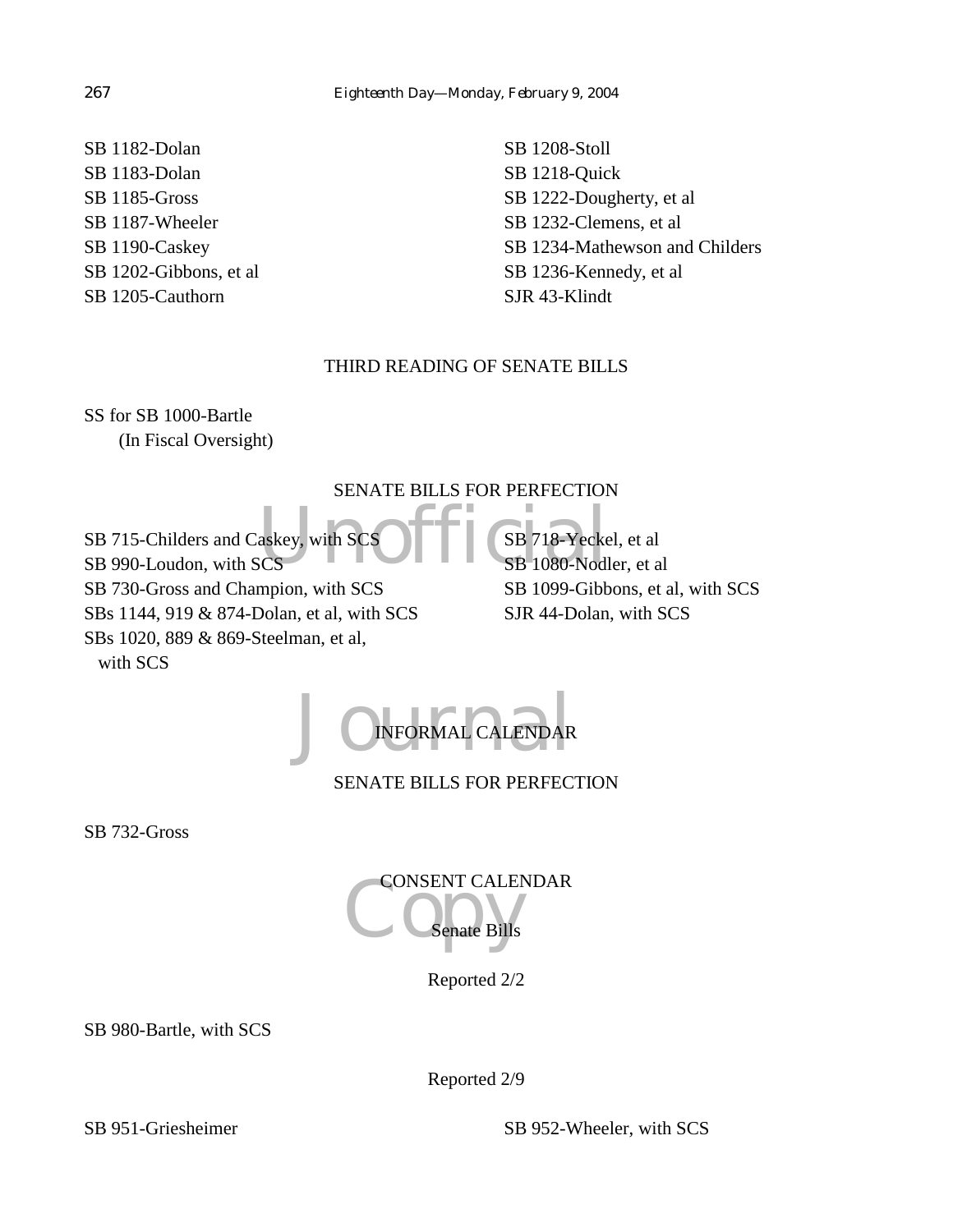SB 1182-Dolan
SB 1183-Dolan
SB 1185-Gross
SB 1187-Wheeler
SB 1190-Caskey
SB 1202-Gibbons, et al
SB 1205-Cauthorn
SB 1208-Stoll
SB 1218-Quick
SB 1222-Dougherty, et al
SB 1232-Clemens, et al
SB 1234-Mathewson and Childers
SB 1236-Kennedy, et al
SJR 43-Klindt

THIRD READING OF SENATE BILLS

SS for SB 1000-Bartle
(In Fiscal Oversight)

SENATE BILLS FOR PERFECTION

SB 715-Childers and Caskey, with SCS
SB 990-Loudon, with SCS
SB 730-Gross and Champion, with SCS
SBs 1144, 919 & 874-Dolan, et al, with SCS
SBs 1020, 889 & 869-Steelman, et al, with SCS
SB 718-Yeckel, et al
SB 1080-Nodler, et al
SB 1099-Gibbons, et al, with SCS
SJR 44-Dolan, with SCS

INFORMAL CALENDAR

SENATE BILLS FOR PERFECTION

SB 732-Gross

CONSENT CALENDAR

Senate Bills

Reported 2/2

SB 980-Bartle, with SCS

Reported 2/9

SB 951-Griesheimer
SB 952-Wheeler, with SCS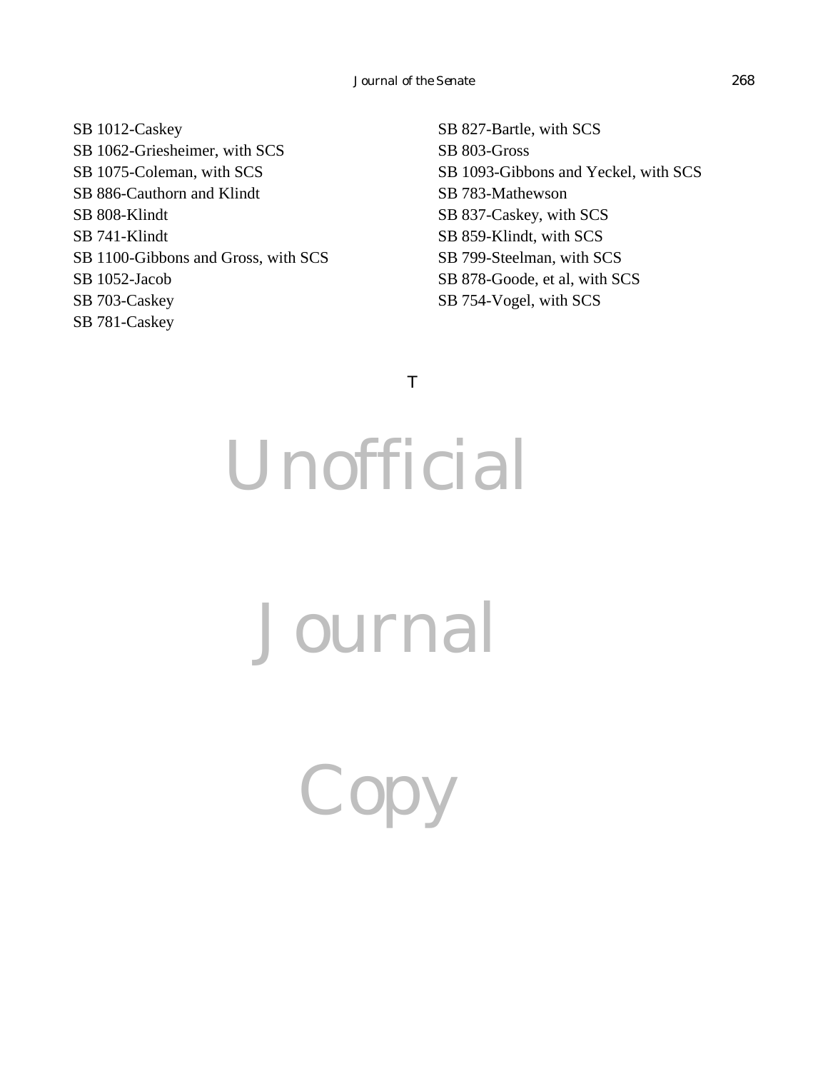SB 1012-Caskey
SB 1062-Griesheimer, with SCS
SB 1075-Coleman, with SCS
SB 886-Cauthorn and Klindt
SB 808-Klindt
SB 741-Klindt
SB 1100-Gibbons and Gross, with SCS
SB 1052-Jacob
SB 703-Caskey
SB 781-Caskey
SB 827-Bartle, with SCS
SB 803-Gross
SB 1093-Gibbons and Yeckel, with SCS
SB 783-Mathewson
SB 837-Caskey, with SCS
SB 859-Klindt, with SCS
SB 799-Steelman, with SCS
SB 878-Goode, et al, with SCS
SB 754-Vogel, with SCS

T

Unofficial

Journal

Copy